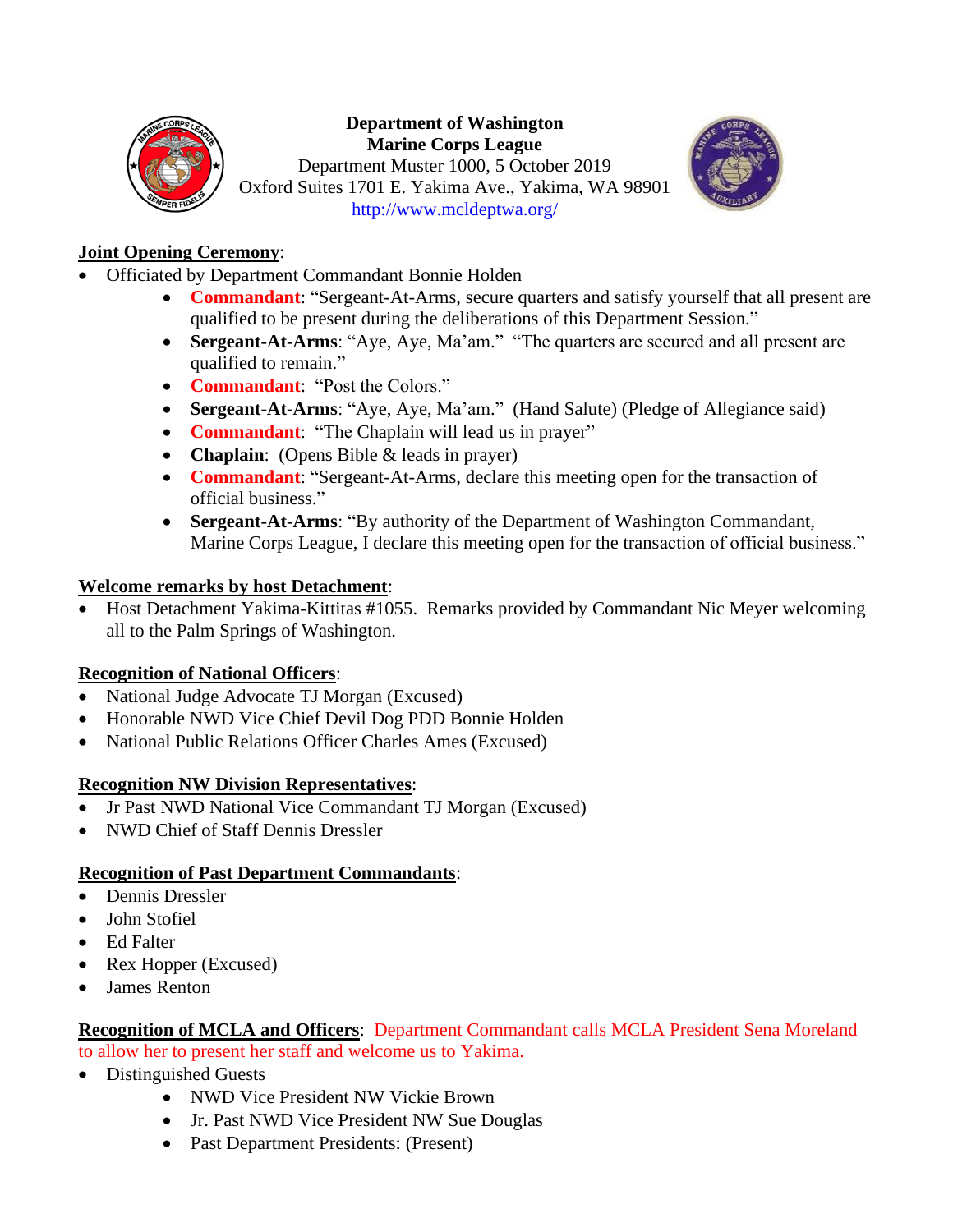**Department of Washington**
**Marine Corps League**
Department Muster 1000, 5 October 2019
Oxford Suites 1701 E. Yakima Ave., Yakima, WA 98901
http://www.mcldeptwa.org/

**Joint Opening Ceremony**:

- Officiated by Department Commandant Bonnie Holden
    - **Commandant**: "Sergeant-At-Arms, secure quarters and satisfy yourself that all present are qualified to be present during the deliberations of this Department Session."
    - **Sergeant-At-Arms**: "Aye, Aye, Ma'am." "The quarters are secured and all present are qualified to remain."
    - **Commandant**: "Post the Colors."
    - **Sergeant-At-Arms**: "Aye, Aye, Ma'am." (Hand Salute) (Pledge of Allegiance said)
    - **Commandant**: "The Chaplain will lead us in prayer"
    - **Chaplain**: (Opens Bible & leads in prayer)
    - **Commandant**: "Sergeant-At-Arms, declare this meeting open for the transaction of official business."
    - **Sergeant-At-Arms**: "By authority of the Department of Washington Commandant, Marine Corps League, I declare this meeting open for the transaction of official business."

**Welcome remarks by host Detachment**:

- Host Detachment Yakima-Kittitas #1055. Remarks provided by Commandant Nic Meyer welcoming all to the Palm Springs of Washington.

**Recognition of National Officers**:

- National Judge Advocate TJ Morgan (Excused)
- Honorable NWD Vice Chief Devil Dog PDD Bonnie Holden
- National Public Relations Officer Charles Ames (Excused)

**Recognition NW Division Representatives**:

- Jr Past NWD National Vice Commandant TJ Morgan (Excused)
- NWD Chief of Staff Dennis Dressler

**Recognition of Past Department Commandants**:

- Dennis Dressler
- John Stofiel
- Ed Falter
- Rex Hopper (Excused)
- James Renton

**Recognition of MCLA and Officers**: Department Commandant calls MCLA President Sena Moreland to allow her to present her staff and welcome us to Yakima.

- Distinguished Guests
    - NWD Vice President NW Vickie Brown
    - Jr. Past NWD Vice President NW Sue Douglas
    - Past Department Presidents: (Present)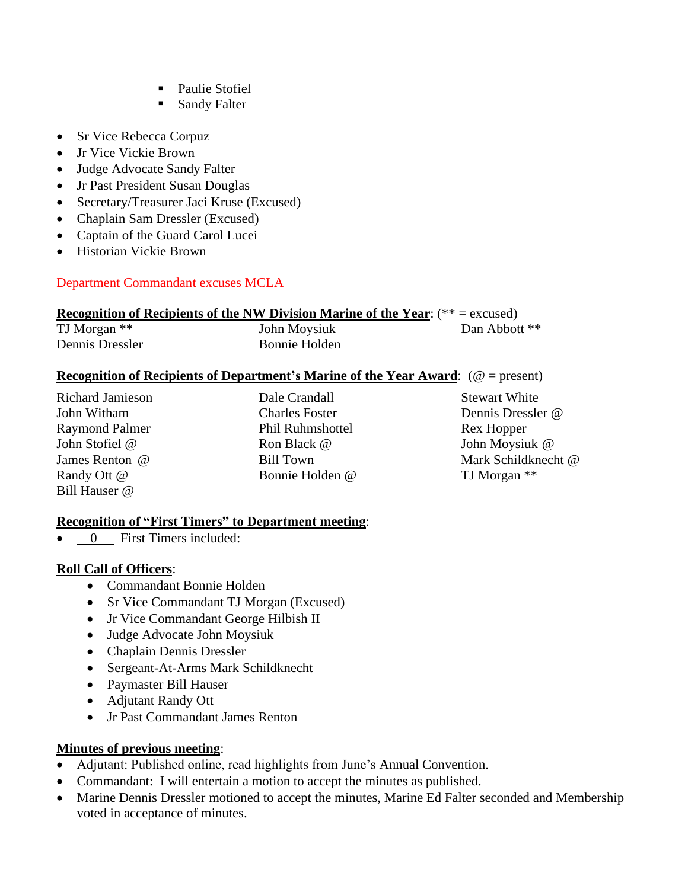- Paulie Stofiel
- Sandy Falter

- Sr Vice Rebecca Corpuz
- Jr Vice Vickie Brown
- Judge Advocate Sandy Falter
- Jr Past President Susan Douglas
- Secretary/Treasurer Jaci Kruse (Excused)
- Chaplain Sam Dressler (Excused)
- Captain of the Guard Carol Lucei
- Historian Vickie Brown

Department Commandant excuses MCLA

**Recognition of Recipients of the NW Division Marine of the Year**: (** = excused)

| | | |
|---|---|---|
| TJ Morgan ** | John Moysiuk | Dan Abbott ** |
| Dennis Dressler | Bonnie Holden | |

**Recognition of Recipients of Department's Marine of the Year Award**: (@ = present)

| | | |
|---|---|---|
| Richard Jamieson | Dale Crandall | Stewart White |
| John Witham | Charles Foster | Dennis Dressler @ |
| Raymond Palmer | Phil Ruhmshottel | Rex Hopper |
| John Stofiel @ | Ron Black @ | John Moysiuk @ |
| James Renton @ | Bill Town | Mark Schildknecht @ |
| Randy Ott @ | Bonnie Holden @ | TJ Morgan ** |
| Bill Hauser @ | | |

**Recognition of "First Timers" to Department meeting**:

- 0 First Timers included:

**Roll Call of Officers**:

- Commandant Bonnie Holden
- Sr Vice Commandant TJ Morgan (Excused)
- Jr Vice Commandant George Hilbish II
- Judge Advocate John Moysiuk
- Chaplain Dennis Dressler
- Sergeant-At-Arms Mark Schildknecht
- Paymaster Bill Hauser
- Adjutant Randy Ott
- Jr Past Commandant James Renton

**Minutes of previous meeting**:

- Adjutant: Published online, read highlights from June's Annual Convention.
- Commandant: I will entertain a motion to accept the minutes as published.
- Marine Dennis Dressler motioned to accept the minutes, Marine Ed Falter seconded and Membership voted in acceptance of minutes.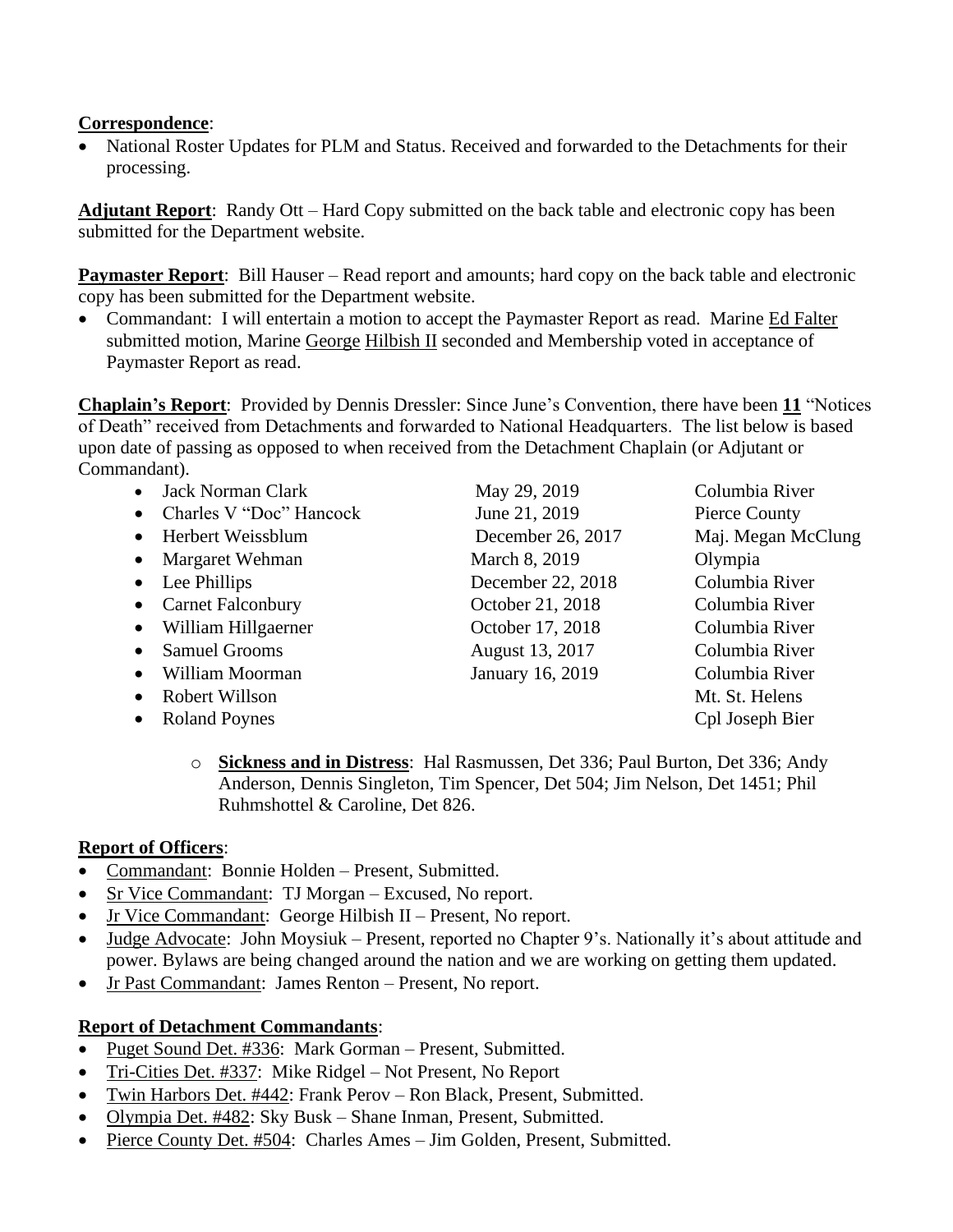**Correspondence**:

- National Roster Updates for PLM and Status. Received and forwarded to the Detachments for their processing.

**Adjutant Report**: Randy Ott – Hard Copy submitted on the back table and electronic copy has been submitted for the Department website.

**Paymaster Report**: Bill Hauser – Read report and amounts; hard copy on the back table and electronic copy has been submitted for the Department website.

- Commandant: I will entertain a motion to accept the Paymaster Report as read. Marine Ed Falter submitted motion, Marine George Hilbish II seconded and Membership voted in acceptance of Paymaster Report as read.

**Chaplain's Report**: Provided by Dennis Dressler: Since June's Convention, there have been **11** "Notices of Death" received from Detachments and forwarded to National Headquarters. The list below is based upon date of passing as opposed to when received from the Detachment Chaplain (or Adjutant or Commandant).

| Name | Date | Detachment |
|---|---|---|
| Jack Norman Clark | May 29, 2019 | Columbia River |
| Charles V "Doc" Hancock | June 21, 2019 | Pierce County |
| Herbert Weissblum | December 26, 2017 | Maj. Megan McClung |
| Margaret Wehman | March 8, 2019 | Olympia |
| Lee Phillips | December 22, 2018 | Columbia River |
| Carnet Falconbury | October 21, 2018 | Columbia River |
| William Hillgaerner | October 17, 2018 | Columbia River |
| Samuel Grooms | August 13, 2017 | Columbia River |
| William Moorman | January 16, 2019 | Columbia River |
| Robert Willson | | Mt. St. Helens |
| Roland Poynes | | Cpl Joseph Bier |

- **Sickness and in Distress**: Hal Rasmussen, Det 336; Paul Burton, Det 336; Andy Anderson, Dennis Singleton, Tim Spencer, Det 504; Jim Nelson, Det 1451; Phil Ruhmshottel & Caroline, Det 826.

**Report of Officers**:

- Commandant: Bonnie Holden – Present, Submitted.
- Sr Vice Commandant: TJ Morgan – Excused, No report.
- Jr Vice Commandant: George Hilbish II – Present, No report.
- Judge Advocate: John Moysiuk – Present, reported no Chapter 9's. Nationally it's about attitude and power. Bylaws are being changed around the nation and we are working on getting them updated.
- Jr Past Commandant: James Renton – Present, No report.

**Report of Detachment Commandants**:

- Puget Sound Det. #336: Mark Gorman – Present, Submitted.
- Tri-Cities Det. #337: Mike Ridgel – Not Present, No Report
- Twin Harbors Det. #442: Frank Perov – Ron Black, Present, Submitted.
- Olympia Det. #482: Sky Busk – Shane Inman, Present, Submitted.
- Pierce County Det. #504: Charles Ames – Jim Golden, Present, Submitted.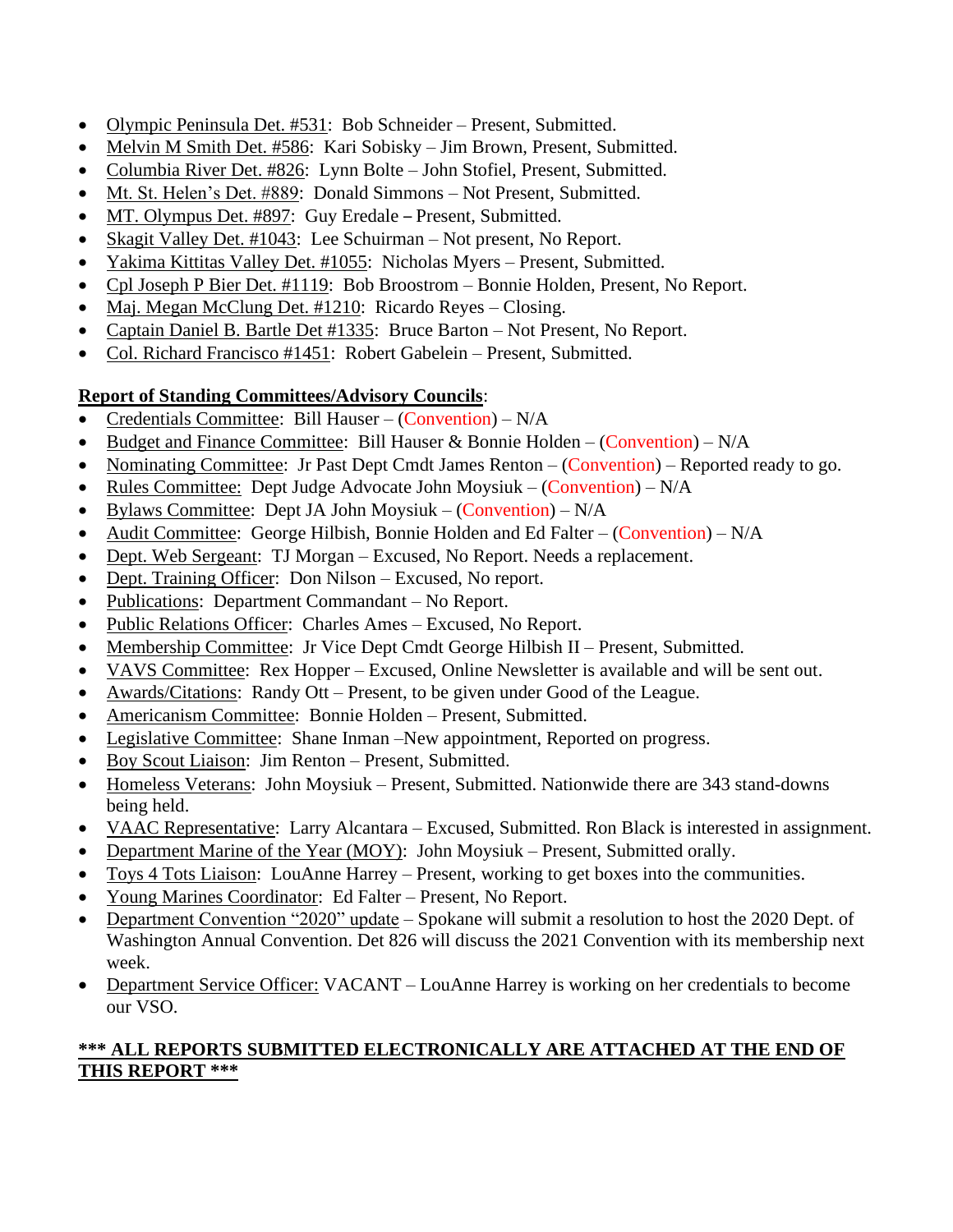- Olympic Peninsula Det. #531: Bob Schneider – Present, Submitted.
- Melvin M Smith Det. #586: Kari Sobisky – Jim Brown, Present, Submitted.
- Columbia River Det. #826: Lynn Bolte – John Stofiel, Present, Submitted.
- Mt. St. Helen's Det. #889: Donald Simmons – Not Present, Submitted.
- MT. Olympus Det. #897: Guy Eredale – Present, Submitted.
- Skagit Valley Det. #1043: Lee Schuirman – Not present, No Report.
- Yakima Kittitas Valley Det. #1055: Nicholas Myers – Present, Submitted.
- Cpl Joseph P Bier Det. #1119: Bob Broostrom – Bonnie Holden, Present, No Report.
- Maj. Megan McClung Det. #1210: Ricardo Reyes – Closing.
- Captain Daniel B. Bartle Det #1335: Bruce Barton – Not Present, No Report.
- Col. Richard Francisco #1451: Robert Gabelein – Present, Submitted.

**Report of Standing Committees/Advisory Councils**:

- Credentials Committee: Bill Hauser – (Convention) – N/A
- Budget and Finance Committee: Bill Hauser & Bonnie Holden – (Convention) – N/A
- Nominating Committee: Jr Past Dept Cmdt James Renton – (Convention) – Reported ready to go.
- Rules Committee: Dept Judge Advocate John Moysiuk – (Convention) – N/A
- Bylaws Committee: Dept JA John Moysiuk – (Convention) – N/A
- Audit Committee: George Hilbish, Bonnie Holden and Ed Falter – (Convention) – N/A
- Dept. Web Sergeant: TJ Morgan – Excused, No Report. Needs a replacement.
- Dept. Training Officer: Don Nilson – Excused, No report.
- Publications: Department Commandant – No Report.
- Public Relations Officer: Charles Ames – Excused, No Report.
- Membership Committee: Jr Vice Dept Cmdt George Hilbish II – Present, Submitted.
- VAVS Committee: Rex Hopper – Excused, Online Newsletter is available and will be sent out.
- Awards/Citations: Randy Ott – Present, to be given under Good of the League.
- Americanism Committee: Bonnie Holden – Present, Submitted.
- Legislative Committee: Shane Inman –New appointment, Reported on progress.
- Boy Scout Liaison: Jim Renton – Present, Submitted.
- Homeless Veterans: John Moysiuk – Present, Submitted. Nationwide there are 343 stand-downs being held.
- VAAC Representative: Larry Alcantara – Excused, Submitted. Ron Black is interested in assignment.
- Department Marine of the Year (MOY): John Moysiuk – Present, Submitted orally.
- Toys 4 Tots Liaison: LouAnne Harrey – Present, working to get boxes into the communities.
- Young Marines Coordinator: Ed Falter – Present, No Report.
- Department Convention "2020" update – Spokane will submit a resolution to host the 2020 Dept. of Washington Annual Convention. Det 826 will discuss the 2021 Convention with its membership next week.
- Department Service Officer: VACANT – LouAnne Harrey is working on her credentials to become our VSO.

**\*\*\* ALL REPORTS SUBMITTED ELECTRONICALLY ARE ATTACHED AT THE END OF THIS REPORT \*\*\***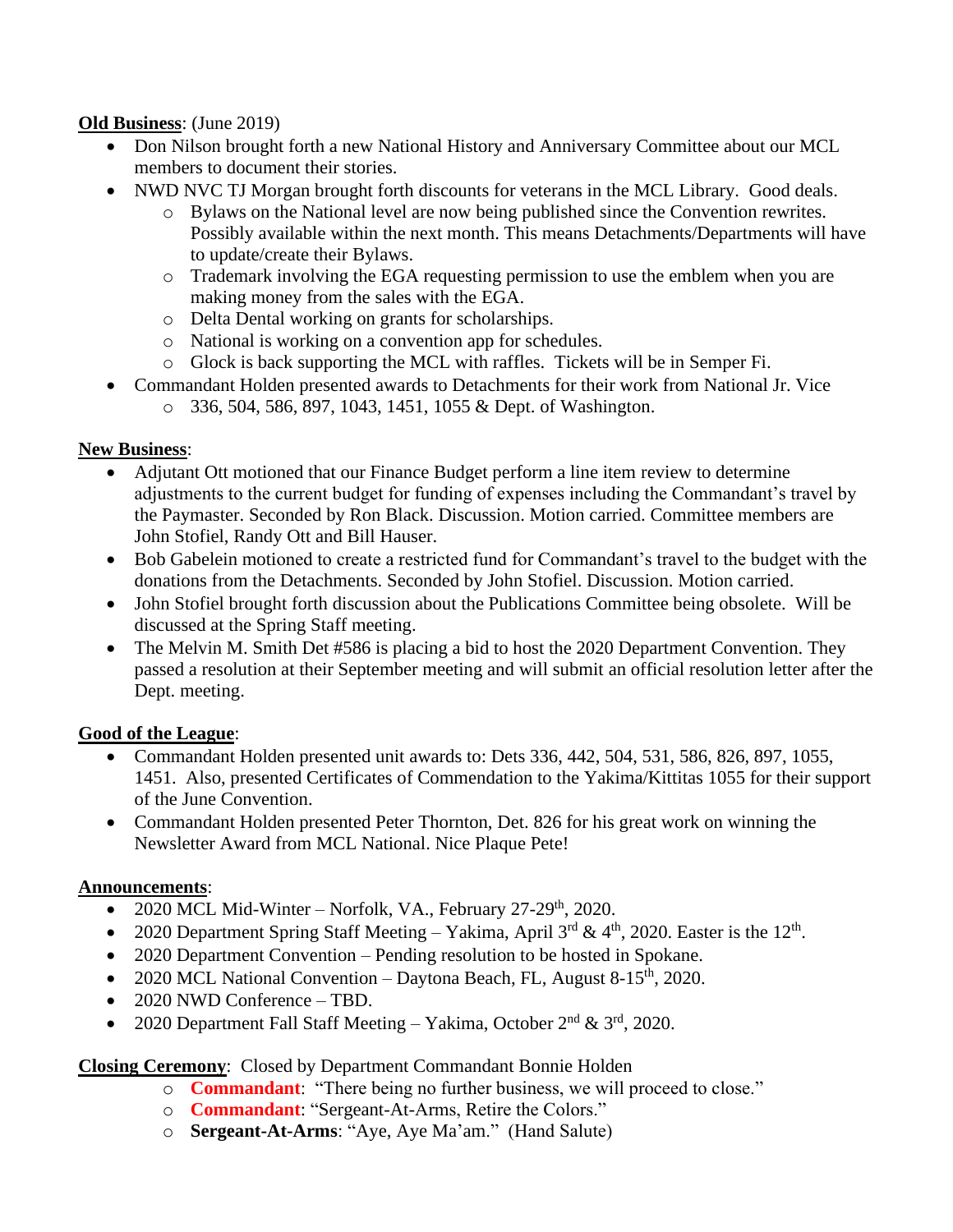**Old Business**: (June 2019)

- Don Nilson brought forth a new National History and Anniversary Committee about our MCL members to document their stories.
- NWD NVC TJ Morgan brought forth discounts for veterans in the MCL Library. Good deals.
  - Bylaws on the National level are now being published since the Convention rewrites. Possibly available within the next month. This means Detachments/Departments will have to update/create their Bylaws.
  - Trademark involving the EGA requesting permission to use the emblem when you are making money from the sales with the EGA.
  - Delta Dental working on grants for scholarships.
  - National is working on a convention app for schedules.
  - Glock is back supporting the MCL with raffles. Tickets will be in Semper Fi.
- Commandant Holden presented awards to Detachments for their work from National Jr. Vice
  - 336, 504, 586, 897, 1043, 1451, 1055 & Dept. of Washington.

**New Business**:

- Adjutant Ott motioned that our Finance Budget perform a line item review to determine adjustments to the current budget for funding of expenses including the Commandant's travel by the Paymaster. Seconded by Ron Black. Discussion. Motion carried. Committee members are John Stofiel, Randy Ott and Bill Hauser.
- Bob Gabelein motioned to create a restricted fund for Commandant's travel to the budget with the donations from the Detachments. Seconded by John Stofiel. Discussion. Motion carried.
- John Stofiel brought forth discussion about the Publications Committee being obsolete. Will be discussed at the Spring Staff meeting.
- The Melvin M. Smith Det #586 is placing a bid to host the 2020 Department Convention. They passed a resolution at their September meeting and will submit an official resolution letter after the Dept. meeting.

**Good of the League**:

- Commandant Holden presented unit awards to: Dets 336, 442, 504, 531, 586, 826, 897, 1055, 1451. Also, presented Certificates of Commendation to the Yakima/Kittitas 1055 for their support of the June Convention.
- Commandant Holden presented Peter Thornton, Det. 826 for his great work on winning the Newsletter Award from MCL National. Nice Plaque Pete!

**Announcements**:

- 2020 MCL Mid-Winter – Norfolk, VA., February 27-29th, 2020.
- 2020 Department Spring Staff Meeting – Yakima, April 3rd & 4th, 2020. Easter is the 12th.
- 2020 Department Convention – Pending resolution to be hosted in Spokane.
- 2020 MCL National Convention – Daytona Beach, FL, August 8-15th, 2020.
- 2020 NWD Conference – TBD.
- 2020 Department Fall Staff Meeting – Yakima, October 2nd & 3rd, 2020.

**Closing Ceremony**: Closed by Department Commandant Bonnie Holden

- **Commandant**: "There being no further business, we will proceed to close."
- **Commandant**: "Sergeant-At-Arms, Retire the Colors."
- **Sergeant-At-Arms**: "Aye, Aye Ma'am." (Hand Salute)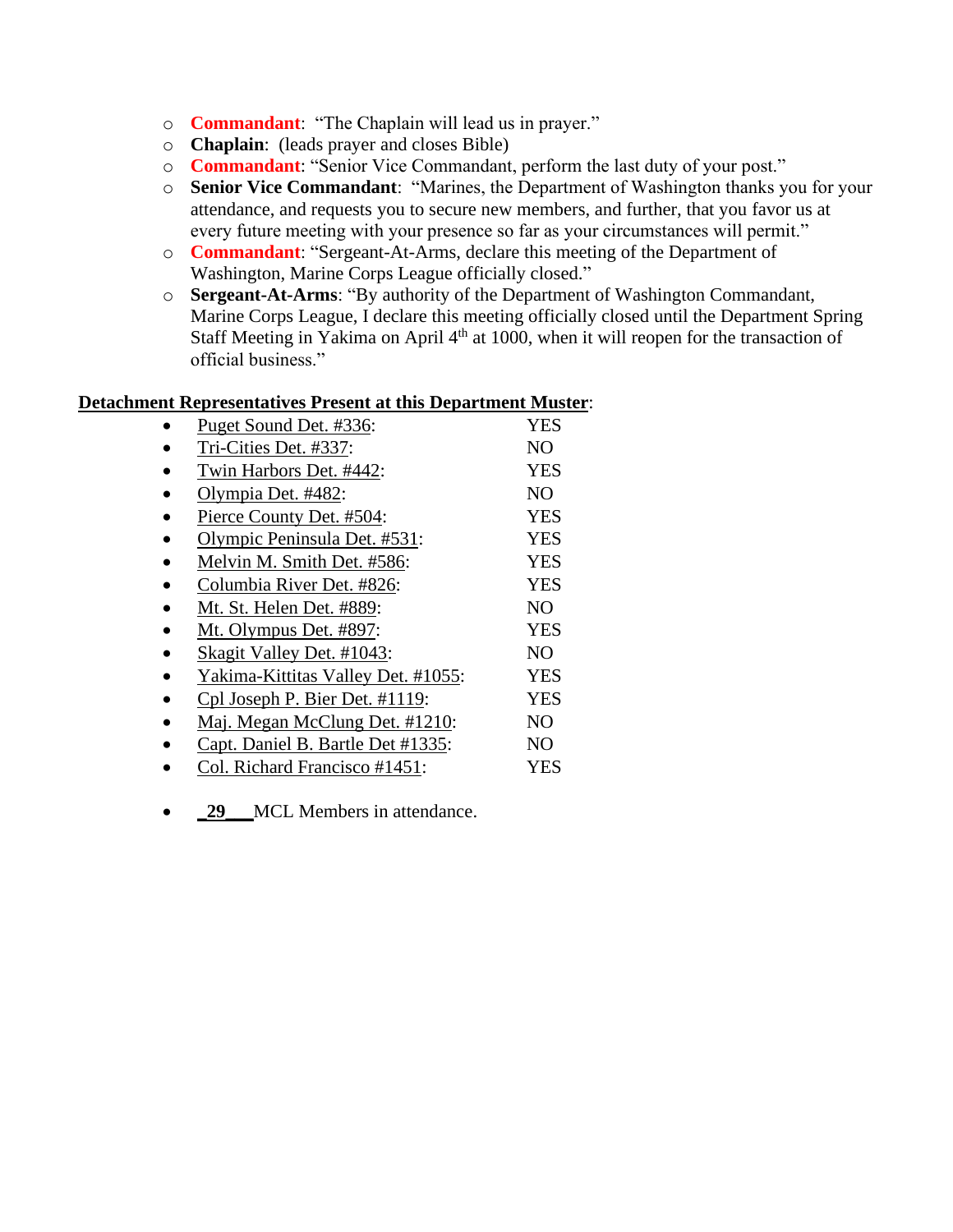- **Commandant**: "The Chaplain will lead us in prayer."
- **Chaplain**: (leads prayer and closes Bible)
- **Commandant**: "Senior Vice Commandant, perform the last duty of your post."
- **Senior Vice Commandant**: "Marines, the Department of Washington thanks you for your attendance, and requests you to secure new members, and further, that you favor us at every future meeting with your presence so far as your circumstances will permit."
- **Commandant**: "Sergeant-At-Arms, declare this meeting of the Department of Washington, Marine Corps League officially closed."
- **Sergeant-At-Arms**: "By authority of the Department of Washington Commandant, Marine Corps League, I declare this meeting officially closed until the Department Spring Staff Meeting in Yakima on April 4th at 1000, when it will reopen for the transaction of official business."

**Detachment Representatives Present at this Department Muster**:

- Puget Sound Det. #336: YES
- Tri-Cities Det. #337: NO
- Twin Harbors Det. #442: YES
- Olympia Det. #482: NO
- Pierce County Det. #504: YES
- Olympic Peninsula Det. #531: YES
- Melvin M. Smith Det. #586: YES
- Columbia River Det. #826: YES
- Mt. St. Helen Det. #889: NO
- Mt. Olympus Det. #897: YES
- Skagit Valley Det. #1043: NO
- Yakima-Kittitas Valley Det. #1055: YES
- Cpl Joseph P. Bier Det. #1119: YES
- Maj. Megan McClung Det. #1210: NO
- Capt. Daniel B. Bartle Det #1335: NO
- Col. Richard Francisco #1451: YES

- **29** MCL Members in attendance.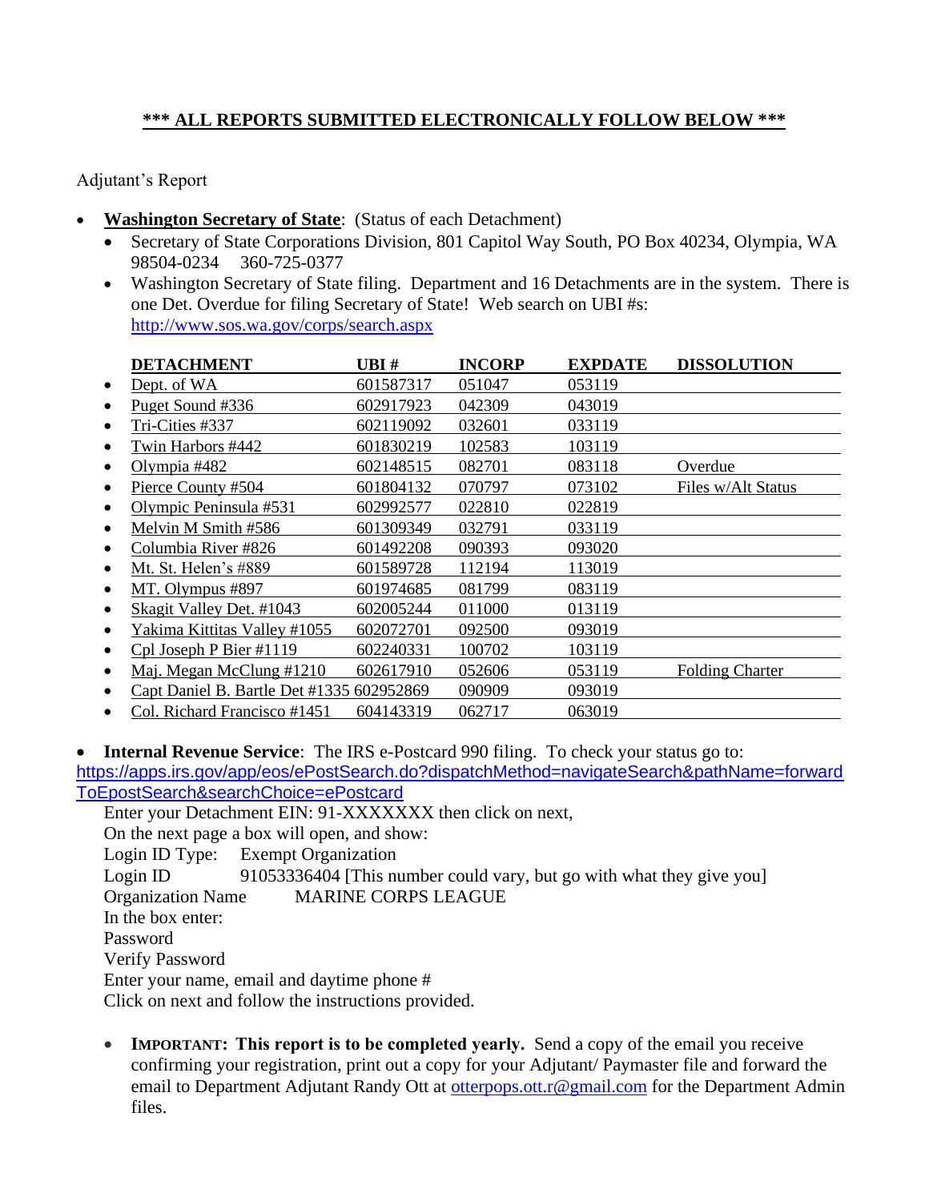**\*\*\* ALL REPORTS SUBMITTED ELECTRONICALLY FOLLOW BELOW \*\*\***

Adjutant's Report

- **Washington Secretary of State**: (Status of each Detachment)
  - Secretary of State Corporations Division, 801 Capitol Way South, PO Box 40234, Olympia, WA 98504-0234 360-725-0377
  - Washington Secretary of State filing. Department and 16 Detachments are in the system. There is one Det. Overdue for filing Secretary of State! Web search on UBI #s: http://www.sos.wa.gov/corps/search.aspx

| DETACHMENT | UBI # | INCORP | EXPDATE | DISSOLUTION |
|---|---|---|---|---|
| Dept. of WA | 601587317 | 051047 | 053119 | |
| Puget Sound #336 | 602917923 | 042309 | 043019 | |
| Tri-Cities #337 | 602119092 | 032601 | 033119 | |
| Twin Harbors #442 | 601830219 | 102583 | 103119 | |
| Olympia #482 | 602148515 | 082701 | 083118 | Overdue |
| Pierce County #504 | 601804132 | 070797 | 073102 | Files w/Alt Status |
| Olympic Peninsula #531 | 602992577 | 022810 | 022819 | |
| Melvin M Smith #586 | 601309349 | 032791 | 033119 | |
| Columbia River #826 | 601492208 | 090393 | 093020 | |
| Mt. St. Helen's #889 | 601589728 | 112194 | 113019 | |
| MT. Olympus #897 | 601974685 | 081799 | 083119 | |
| Skagit Valley Det. #1043 | 602005244 | 011000 | 013119 | |
| Yakima Kittitas Valley #1055 | 602072701 | 092500 | 093019 | |
| Cpl Joseph P Bier #1119 | 602240331 | 100702 | 103119 | |
| Maj. Megan McClung #1210 | 602617910 | 052606 | 053119 | Folding Charter |
| Capt Daniel B. Bartle Det #1335 | 602952869 | 090909 | 093019 | |
| Col. Richard Francisco #1451 | 604143319 | 062717 | 063019 | |

- **Internal Revenue Service**: The IRS e-Postcard 990 filing. To check your status go to: https://apps.irs.gov/app/eos/ePostSearch.do?dispatchMethod=navigateSearch&pathName=forwardToEpostSearch&searchChoice=ePostcard

  Enter your Detachment EIN: 91-XXXXXXX then click on next,
  On the next page a box will open, and show:
  Login ID Type: Exempt Organization
  Login ID 91053336404 [This number could vary, but go with what they give you]
  Organization Name MARINE CORPS LEAGUE
  In the box enter:
  Password
  Verify Password
  Enter your name, email and daytime phone #
  Click on next and follow the instructions provided.

  - **IMPORTANT: This report is to be completed yearly.** Send a copy of the email you receive confirming your registration, print out a copy for your Adjutant/ Paymaster file and forward the email to Department Adjutant Randy Ott at otterpops.ott.r@gmail.com for the Department Admin files.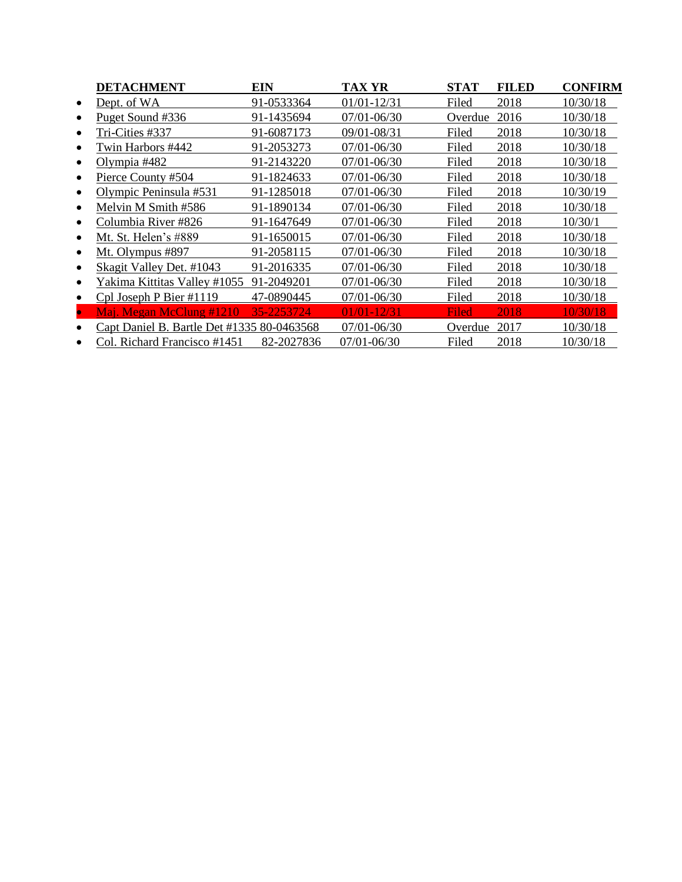| DETACHMENT | EIN | TAX YR | STAT | FILED | CONFIRM |
|---|---|---|---|---|---|
| Dept. of WA | 91-0533364 | 01/01-12/31 | Filed | 2018 | 10/30/18 |
| Puget Sound #336 | 91-1435694 | 07/01-06/30 | Overdue | 2016 | 10/30/18 |
| Tri-Cities #337 | 91-6087173 | 09/01-08/31 | Filed | 2018 | 10/30/18 |
| Twin Harbors #442 | 91-2053273 | 07/01-06/30 | Filed | 2018 | 10/30/18 |
| Olympia #482 | 91-2143220 | 07/01-06/30 | Filed | 2018 | 10/30/18 |
| Pierce County #504 | 91-1824633 | 07/01-06/30 | Filed | 2018 | 10/30/18 |
| Olympic Peninsula #531 | 91-1285018 | 07/01-06/30 | Filed | 2018 | 10/30/19 |
| Melvin M Smith #586 | 91-1890134 | 07/01-06/30 | Filed | 2018 | 10/30/18 |
| Columbia River #826 | 91-1647649 | 07/01-06/30 | Filed | 2018 | 10/30/1 |
| Mt. St. Helen's #889 | 91-1650015 | 07/01-06/30 | Filed | 2018 | 10/30/18 |
| Mt. Olympus #897 | 91-2058115 | 07/01-06/30 | Filed | 2018 | 10/30/18 |
| Skagit Valley Det. #1043 | 91-2016335 | 07/01-06/30 | Filed | 2018 | 10/30/18 |
| Yakima Kittitas Valley #1055 | 91-2049201 | 07/01-06/30 | Filed | 2018 | 10/30/18 |
| Cpl Joseph P Bier #1119 | 47-0890445 | 07/01-06/30 | Filed | 2018 | 10/30/18 |
| Maj. Megan McClung #1210 | 35-2253724 | 01/01-12/31 | Filed | 2018 | 10/30/18 |
| Capt Daniel B. Bartle Det #1335 | 80-0463568 | 07/01-06/30 | Overdue | 2017 | 10/30/18 |
| Col. Richard Francisco #1451 | 82-2027836 | 07/01-06/30 | Filed | 2018 | 10/30/18 |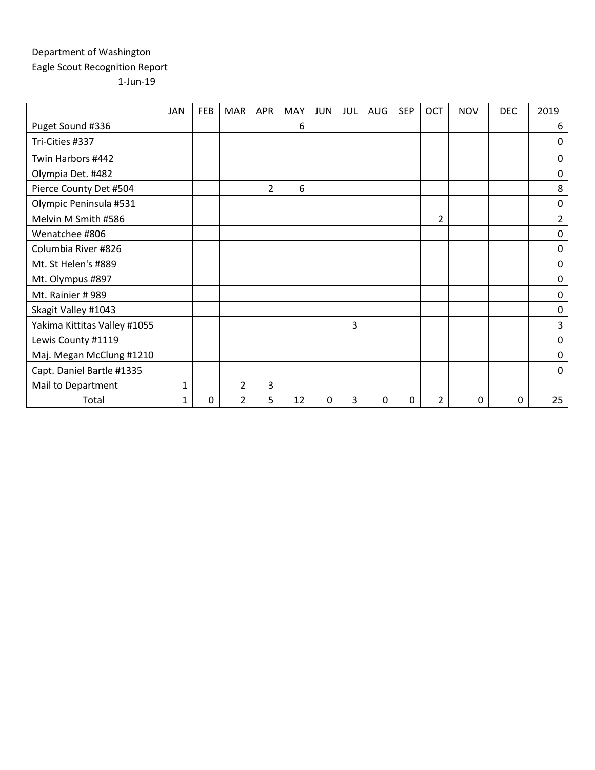Department of Washington
Eagle Scout Recognition Report
1-Jun-19

| | JAN | FEB | MAR | APR | MAY | JUN | JUL | AUG | SEP | OCT | NOV | DEC | 2019 |
|---|---|---|---|---|---|---|---|---|---|---|---|---|---|
| Puget Sound #336 | | | | | 6 | | | | | | | | 6 |
| Tri-Cities #337 | | | | | | | | | | | | | 0 |
| Twin Harbors #442 | | | | | | | | | | | | | 0 |
| Olympia Det. #482 | | | | | | | | | | | | | 0 |
| Pierce County Det #504 | | | | 2 | 6 | | | | | | | | 8 |
| Olympic Peninsula #531 | | | | | | | | | | | | | 0 |
| Melvin M Smith #586 | | | | | | | | | | 2 | | | 2 |
| Wenatchee #806 | | | | | | | | | | | | | 0 |
| Columbia River #826 | | | | | | | | | | | | | 0 |
| Mt. St Helen's #889 | | | | | | | | | | | | | 0 |
| Mt. Olympus #897 | | | | | | | | | | | | | 0 |
| Mt. Rainier # 989 | | | | | | | | | | | | | 0 |
| Skagit Valley #1043 | | | | | | | | | | | | | 0 |
| Yakima Kittitas Valley #1055 | | | | | | | 3 | | | | | | 3 |
| Lewis County #1119 | | | | | | | | | | | | | 0 |
| Maj. Megan McClung #1210 | | | | | | | | | | | | | 0 |
| Capt. Daniel Bartle #1335 | | | | | | | | | | | | | 0 |
| Mail to Department | 1 | | 2 | 3 | | | | | | | | | |
| Total | 1 | 0 | 2 | 5 | 12 | 0 | 3 | 0 | 0 | 2 | 0 | 0 | 25 |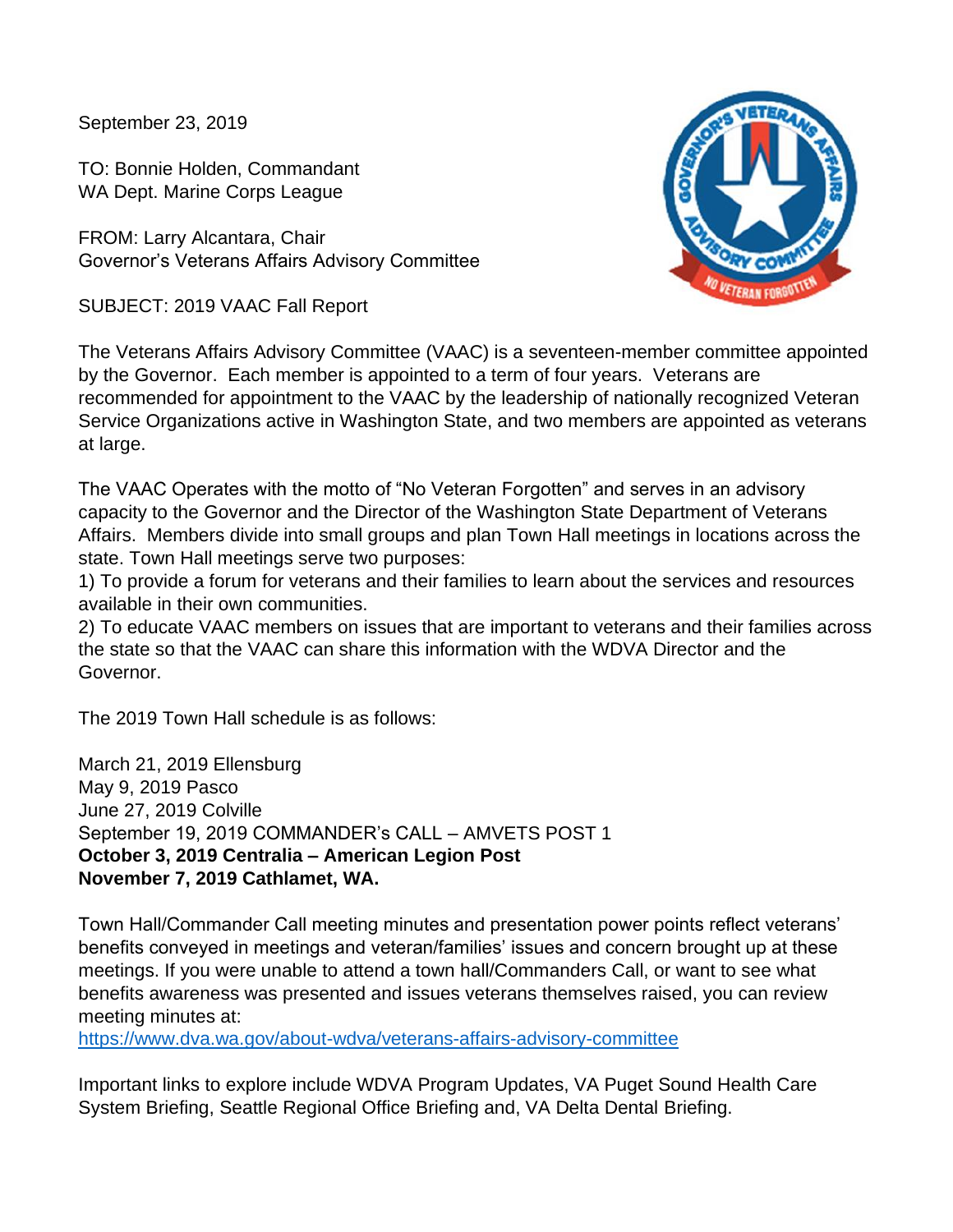September 23, 2019

TO: Bonnie Holden, Commandant
WA Dept. Marine Corps League

FROM: Larry Alcantara, Chair
Governor's Veterans Affairs Advisory Committee

SUBJECT: 2019 VAAC Fall Report

The Veterans Affairs Advisory Committee (VAAC) is a seventeen-member committee appointed by the Governor. Each member is appointed to a term of four years. Veterans are recommended for appointment to the VAAC by the leadership of nationally recognized Veteran Service Organizations active in Washington State, and two members are appointed as veterans at large.

The VAAC Operates with the motto of "No Veteran Forgotten" and serves in an advisory capacity to the Governor and the Director of the Washington State Department of Veterans Affairs. Members divide into small groups and plan Town Hall meetings in locations across the state. Town Hall meetings serve two purposes:
1) To provide a forum for veterans and their families to learn about the services and resources available in their own communities.
2) To educate VAAC members on issues that are important to veterans and their families across the state so that the VAAC can share this information with the WDVA Director and the Governor.

The 2019 Town Hall schedule is as follows:

March 21, 2019 Ellensburg
May 9, 2019 Pasco
June 27, 2019 Colville
September 19, 2019 COMMANDER's CALL – AMVETS POST 1
**October 3, 2019 Centralia – American Legion Post**
**November 7, 2019 Cathlamet, WA.**

Town Hall/Commander Call meeting minutes and presentation power points reflect veterans' benefits conveyed in meetings and veteran/families' issues and concern brought up at these meetings. If you were unable to attend a town hall/Commanders Call, or want to see what benefits awareness was presented and issues veterans themselves raised, you can review meeting minutes at:
https://www.dva.wa.gov/about-wdva/veterans-affairs-advisory-committee

Important links to explore include WDVA Program Updates, VA Puget Sound Health Care System Briefing, Seattle Regional Office Briefing and, VA Delta Dental Briefing.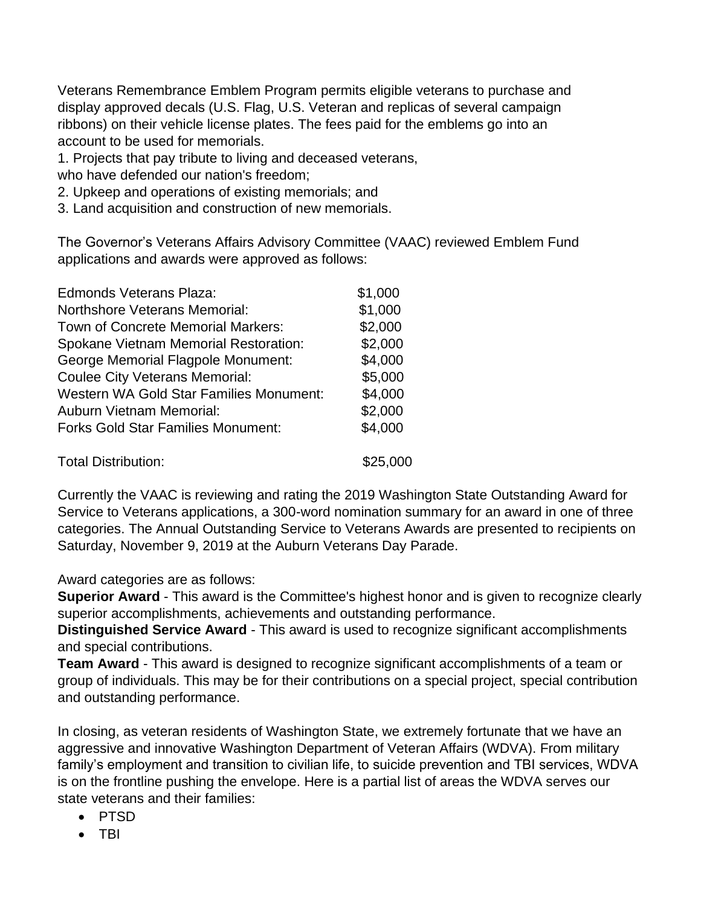Veterans Remembrance Emblem Program permits eligible veterans to purchase and display approved decals (U.S. Flag, U.S. Veteran and replicas of several campaign ribbons) on their vehicle license plates. The fees paid for the emblems go into an account to be used for memorials.

1. Projects that pay tribute to living and deceased veterans, who have defended our nation's freedom;
2. Upkeep and operations of existing memorials; and
3. Land acquisition and construction of new memorials.

The Governor's Veterans Affairs Advisory Committee (VAAC) reviewed Emblem Fund applications and awards were approved as follows:

| | |
|---|---|
| Edmonds Veterans Plaza: | $1,000 |
| Northshore Veterans Memorial: | $1,000 |
| Town of Concrete Memorial Markers: | $2,000 |
| Spokane Vietnam Memorial Restoration: | $2,000 |
| George Memorial Flagpole Monument: | $4,000 |
| Coulee City Veterans Memorial: | $5,000 |
| Western WA Gold Star Families Monument: | $4,000 |
| Auburn Vietnam Memorial: | $2,000 |
| Forks Gold Star Families Monument: | $4,000 |
| | |
| Total Distribution: | $25,000 |

Currently the VAAC is reviewing and rating the 2019 Washington State Outstanding Award for Service to Veterans applications, a 300-word nomination summary for an award in one of three categories. The Annual Outstanding Service to Veterans Awards are presented to recipients on Saturday, November 9, 2019 at the Auburn Veterans Day Parade.

Award categories are as follows:

**Superior Award** - This award is the Committee's highest honor and is given to recognize clearly superior accomplishments, achievements and outstanding performance.

**Distinguished Service Award** - This award is used to recognize significant accomplishments and special contributions.

**Team Award** - This award is designed to recognize significant accomplishments of a team or group of individuals. This may be for their contributions on a special project, special contribution and outstanding performance.

In closing, as veteran residents of Washington State, we extremely fortunate that we have an aggressive and innovative Washington Department of Veteran Affairs (WDVA). From military family's employment and transition to civilian life, to suicide prevention and TBI services, WDVA is on the frontline pushing the envelope. Here is a partial list of areas the WDVA serves our state veterans and their families:

- PTSD
- TBI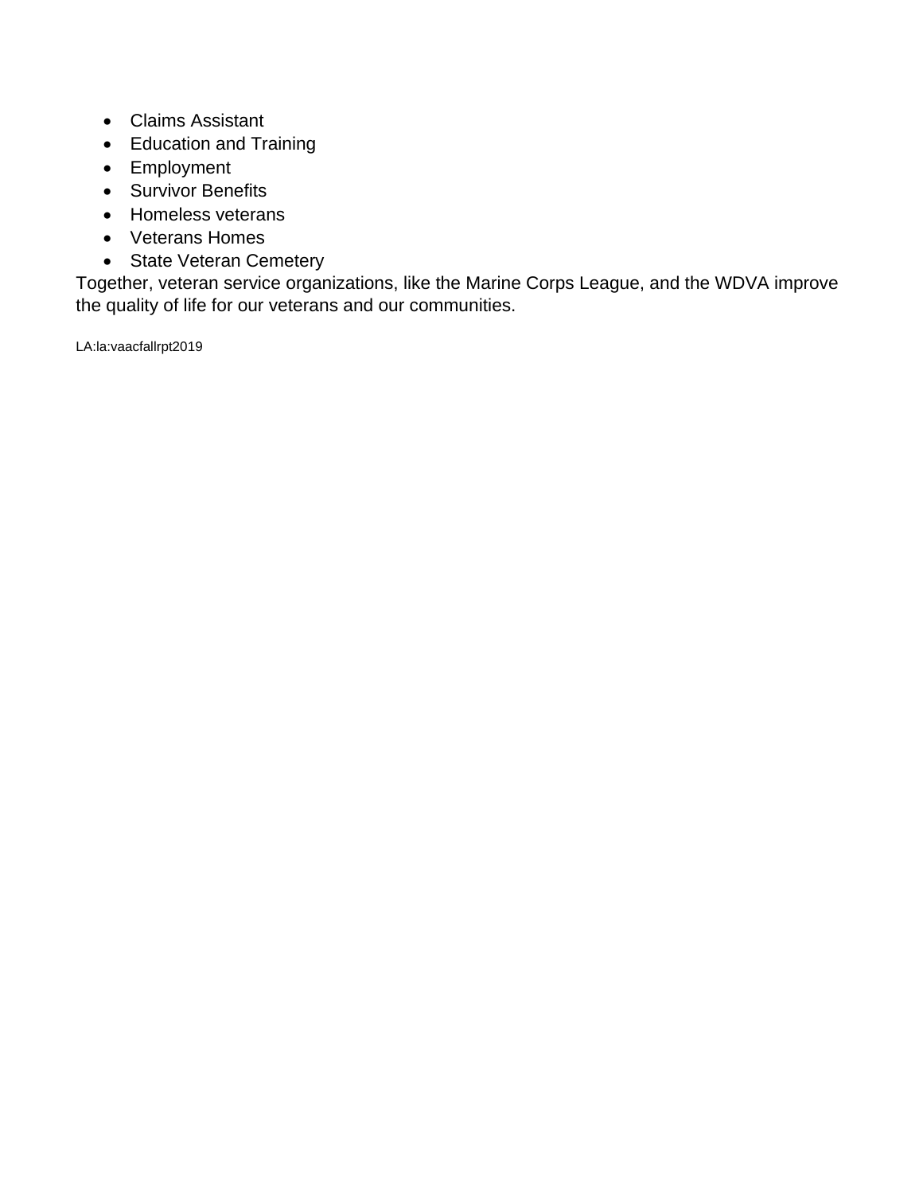- Claims Assistant
- Education and Training
- Employment
- Survivor Benefits
- Homeless veterans
- Veterans Homes
- State Veteran Cemetery

Together, veteran service organizations, like the Marine Corps League, and the WDVA improve the quality of life for our veterans and our communities.

LA:la:vaacfallrpt2019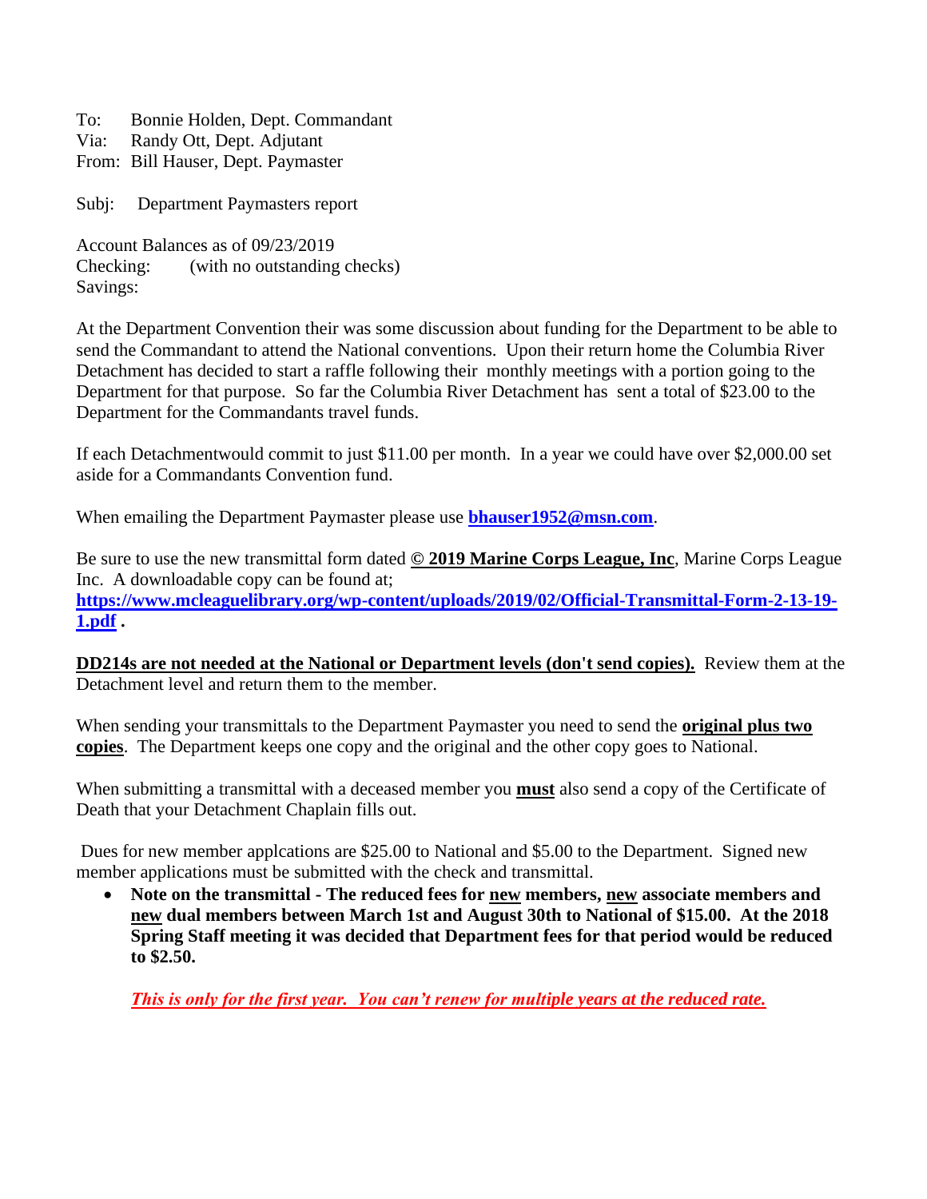To: Bonnie Holden, Dept. Commandant
Via: Randy Ott, Dept. Adjutant
From: Bill Hauser, Dept. Paymaster

Subj: Department Paymasters report

Account Balances as of 09/23/2019
Checking: (with no outstanding checks)
Savings:

At the Department Convention their was some discussion about funding for the Department to be able to send the Commandant to attend the National conventions. Upon their return home the Columbia River Detachment has decided to start a raffle following their monthly meetings with a portion going to the Department for that purpose. So far the Columbia River Detachment has sent a total of $23.00 to the Department for the Commandants travel funds.

If each Detachmentwould commit to just $11.00 per month. In a year we could have over $2,000.00 set aside for a Commandants Convention fund.

When emailing the Department Paymaster please use **bhauser1952@msn.com**.

Be sure to use the new transmittal form dated **© 2019 Marine Corps League, Inc**, Marine Corps League Inc. A downloadable copy can be found at; **https://www.mcleaguelibrary.org/wp-content/uploads/2019/02/Official-Transmittal-Form-2-13-19-1.pdf** .

**DD214s are not needed at the National or Department levels (don't send copies).** Review them at the Detachment level and return them to the member.

When sending your transmittals to the Department Paymaster you need to send the **original plus two copies**. The Department keeps one copy and the original and the other copy goes to National.

When submitting a transmittal with a deceased member you **must** also send a copy of the Certificate of Death that your Detachment Chaplain fills out.

Dues for new member applcations are $25.00 to National and $5.00 to the Department. Signed new member applications must be submitted with the check and transmittal.

- **Note on the transmittal - The reduced fees for new members, new associate members and new dual members between March 1st and August 30th to National of $15.00. At the 2018 Spring Staff meeting it was decided that Department fees for that period would be reduced to $2.50.**

*This is only for the first year. You can't renew for multiple years at the reduced rate.*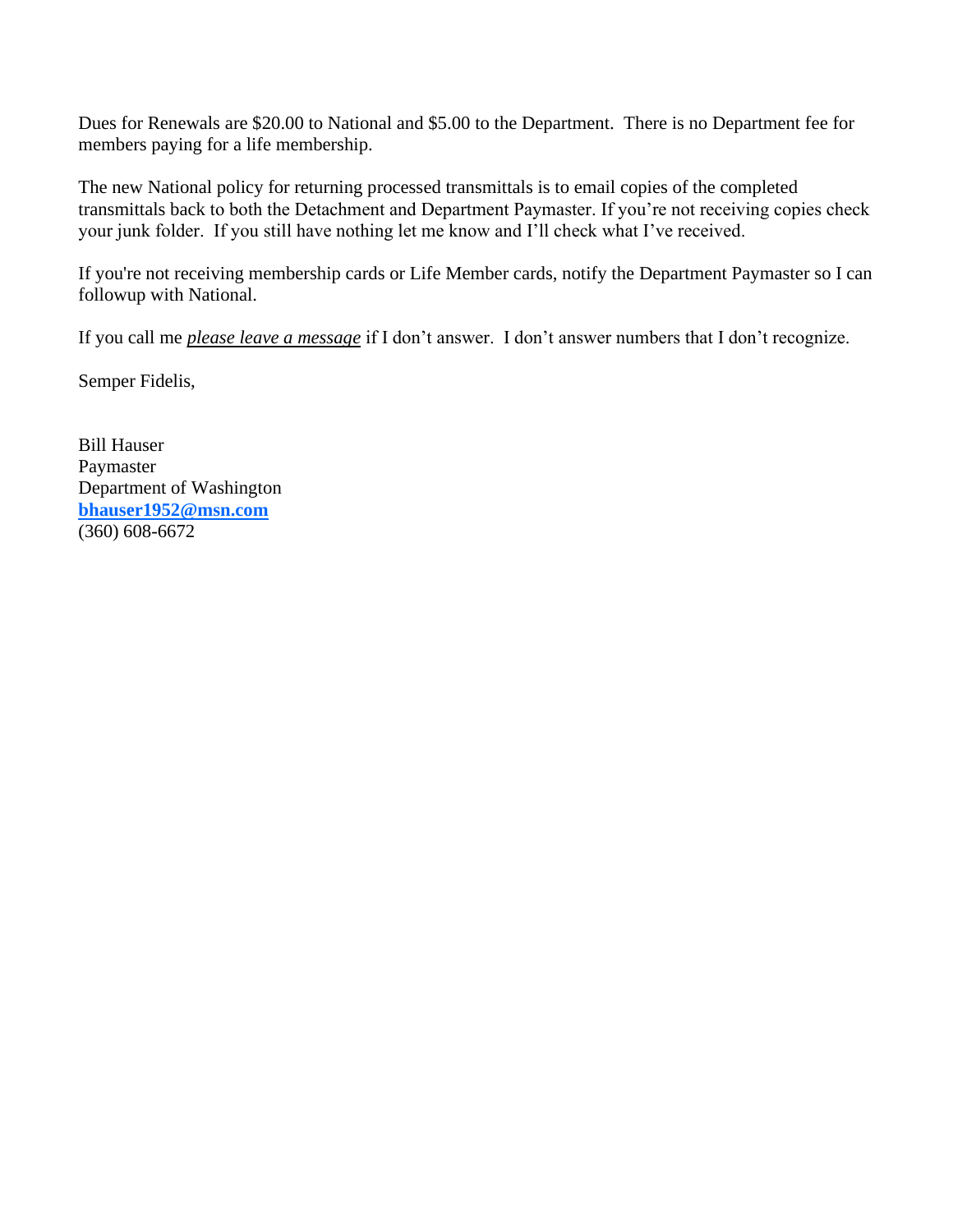Dues for Renewals are $20.00 to National and $5.00 to the Department. There is no Department fee for members paying for a life membership.

The new National policy for returning processed transmittals is to email copies of the completed transmittals back to both the Detachment and Department Paymaster. If you're not receiving copies check your junk folder. If you still have nothing let me know and I'll check what I've received.

If you're not receiving membership cards or Life Member cards, notify the Department Paymaster so I can followup with National.

If you call me ***please leave a message*** if I don't answer. I don't answer numbers that I don't recognize.

Semper Fidelis,

Bill Hauser
Paymaster
Department of Washington
**bhauser1952@msn.com**
(360) 608-6672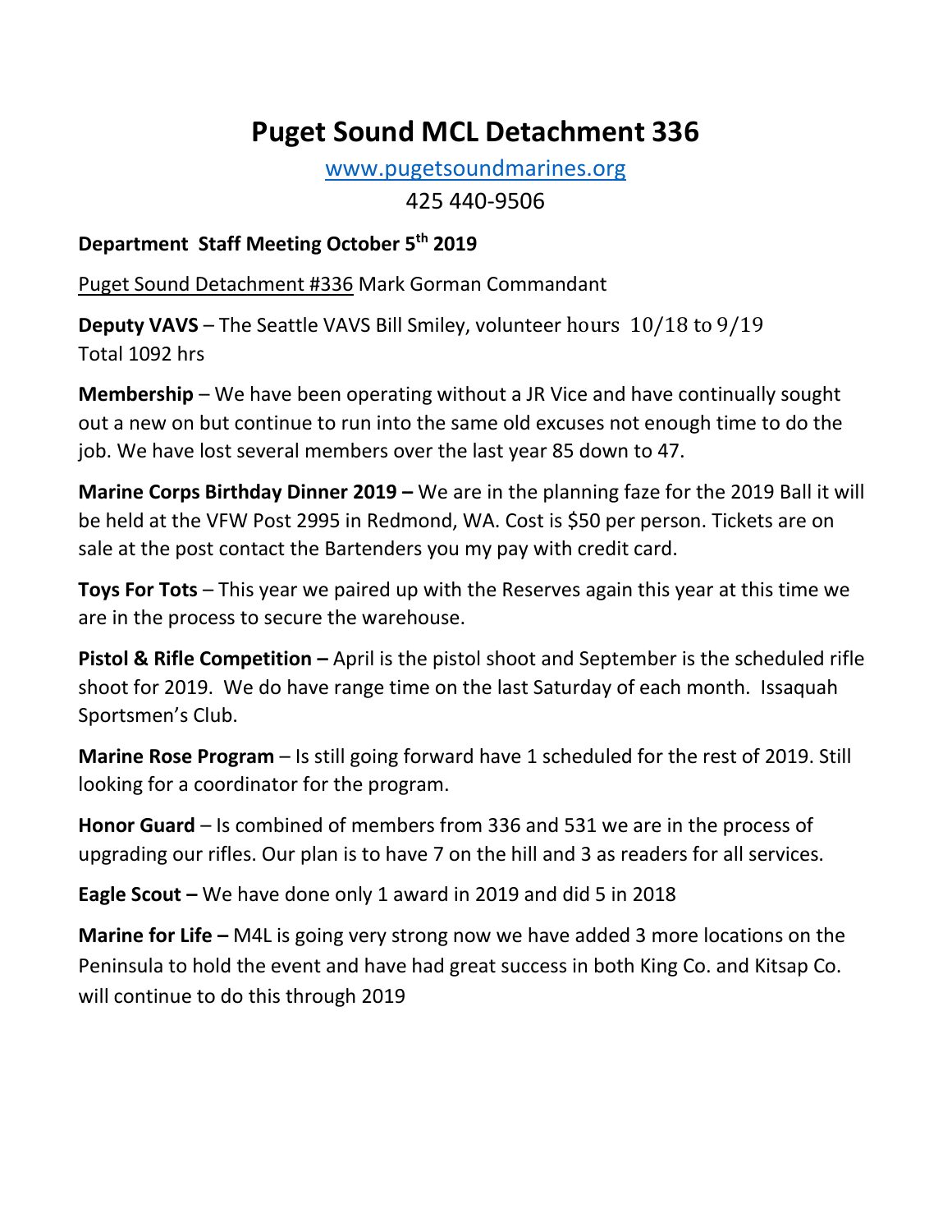# Puget Sound MCL Detachment 336

www.pugetsoundmarines.org

425 440-9506

**Department Staff Meeting October 5th 2019**

Puget Sound Detachment #336 Mark Gorman Commandant

**Deputy VAVS** – The Seattle VAVS Bill Smiley, volunteer hours 10/18 to 9/19 Total 1092 hrs

**Membership** – We have been operating without a JR Vice and have continually sought out a new on but continue to run into the same old excuses not enough time to do the job. We have lost several members over the last year 85 down to 47.

**Marine Corps Birthday Dinner 2019 –** We are in the planning faze for the 2019 Ball it will be held at the VFW Post 2995 in Redmond, WA. Cost is $50 per person. Tickets are on sale at the post contact the Bartenders you my pay with credit card.

**Toys For Tots** – This year we paired up with the Reserves again this year at this time we are in the process to secure the warehouse.

**Pistol & Rifle Competition –** April is the pistol shoot and September is the scheduled rifle shoot for 2019. We do have range time on the last Saturday of each month. Issaquah Sportsmen's Club.

**Marine Rose Program** – Is still going forward have 1 scheduled for the rest of 2019. Still looking for a coordinator for the program.

**Honor Guard** – Is combined of members from 336 and 531 we are in the process of upgrading our rifles. Our plan is to have 7 on the hill and 3 as readers for all services.

**Eagle Scout –** We have done only 1 award in 2019 and did 5 in 2018

**Marine for Life –** M4L is going very strong now we have added 3 more locations on the Peninsula to hold the event and have had great success in both King Co. and Kitsap Co. will continue to do this through 2019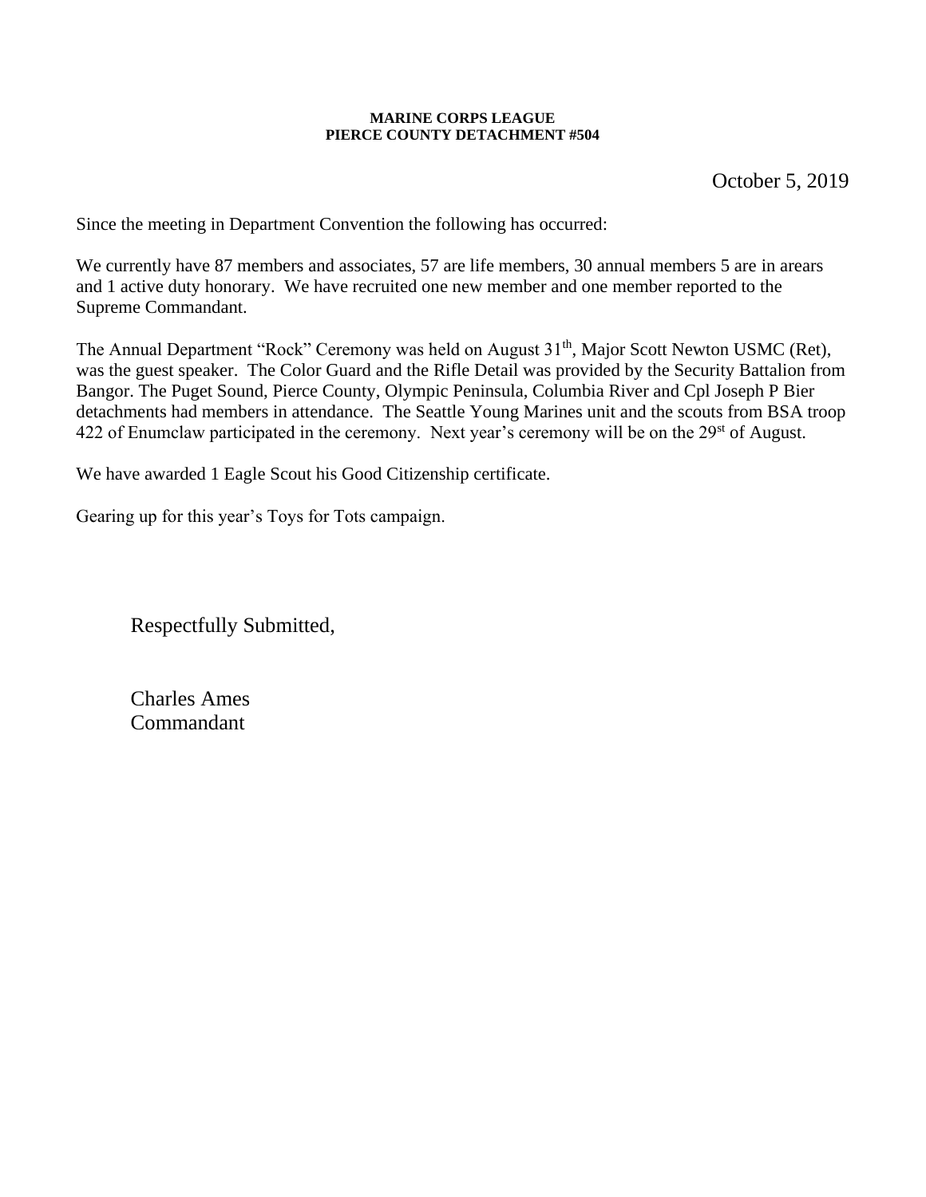**MARINE CORPS LEAGUE**
**PIERCE COUNTY DETACHMENT #504**

October 5, 2019

Since the meeting in Department Convention the following has occurred:

We currently have 87 members and associates, 57 are life members, 30 annual members 5 are in arears and 1 active duty honorary. We have recruited one new member and one member reported to the Supreme Commandant.

The Annual Department "Rock" Ceremony was held on August 31th, Major Scott Newton USMC (Ret), was the guest speaker. The Color Guard and the Rifle Detail was provided by the Security Battalion from Bangor. The Puget Sound, Pierce County, Olympic Peninsula, Columbia River and Cpl Joseph P Bier detachments had members in attendance. The Seattle Young Marines unit and the scouts from BSA troop 422 of Enumclaw participated in the ceremony. Next year's ceremony will be on the 29st of August.

We have awarded 1 Eagle Scout his Good Citizenship certificate.

Gearing up for this year's Toys for Tots campaign.

Respectfully Submitted,

Charles Ames
Commandant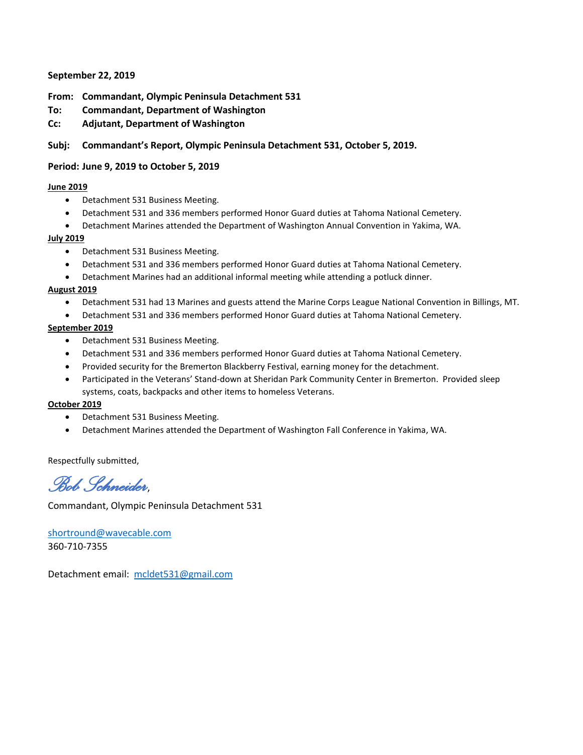**September 22, 2019**

**From: Commandant, Olympic Peninsula Detachment 531**
**To: Commandant, Department of Washington**
**Cc: Adjutant, Department of Washington**

**Subj: Commandant's Report, Olympic Peninsula Detachment 531, October 5, 2019.**

**Period: June 9, 2019 to October 5, 2019**

**June 2019**

- Detachment 531 Business Meeting.
- Detachment 531 and 336 members performed Honor Guard duties at Tahoma National Cemetery.
- Detachment Marines attended the Department of Washington Annual Convention in Yakima, WA.

**July 2019**

- Detachment 531 Business Meeting.
- Detachment 531 and 336 members performed Honor Guard duties at Tahoma National Cemetery.
- Detachment Marines had an additional informal meeting while attending a potluck dinner.

**August 2019**

- Detachment 531 had 13 Marines and guests attend the Marine Corps League National Convention in Billings, MT.
- Detachment 531 and 336 members performed Honor Guard duties at Tahoma National Cemetery.

**September 2019**

- Detachment 531 Business Meeting.
- Detachment 531 and 336 members performed Honor Guard duties at Tahoma National Cemetery.
- Provided security for the Bremerton Blackberry Festival, earning money for the detachment.
- Participated in the Veterans' Stand-down at Sheridan Park Community Center in Bremerton. Provided sleep systems, coats, backpacks and other items to homeless Veterans.

**October 2019**

- Detachment 531 Business Meeting.
- Detachment Marines attended the Department of Washington Fall Conference in Yakima, WA.

Respectfully submitted,

*Bob Schneider*,

Commandant, Olympic Peninsula Detachment 531

shortround@wavecable.com
360-710-7355

Detachment email: mcldet531@gmail.com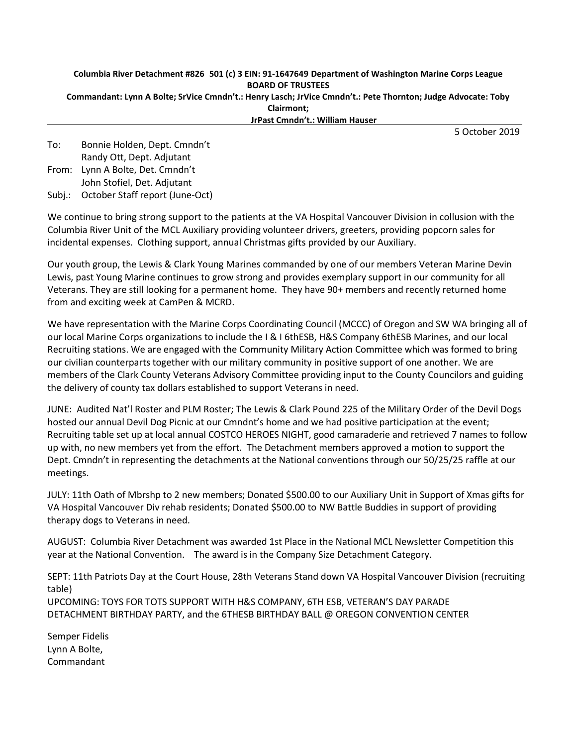**Columbia River Detachment #826 501 (c) 3 EIN: 91-1647649 Department of Washington Marine Corps League**
**BOARD OF TRUSTEES**
**Commandant: Lynn A Bolte; SrVice Cmndn't.: Henry Lasch; JrVice Cmndn't.: Pete Thornton; Judge Advocate: Toby Clairmont;**
**JrPast Cmndn't.: William Hauser**

5 October 2019

To: Bonnie Holden, Dept. Cmndn't
Randy Ott, Dept. Adjutant
From: Lynn A Bolte, Det. Cmndn't
John Stofiel, Det. Adjutant
Subj.: October Staff report (June-Oct)

We continue to bring strong support to the patients at the VA Hospital Vancouver Division in collusion with the Columbia River Unit of the MCL Auxiliary providing volunteer drivers, greeters, providing popcorn sales for incidental expenses. Clothing support, annual Christmas gifts provided by our Auxiliary.

Our youth group, the Lewis & Clark Young Marines commanded by one of our members Veteran Marine Devin Lewis, past Young Marine continues to grow strong and provides exemplary support in our community for all Veterans. They are still looking for a permanent home. They have 90+ members and recently returned home from and exciting week at CamPen & MCRD.

We have representation with the Marine Corps Coordinating Council (MCCC) of Oregon and SW WA bringing all of our local Marine Corps organizations to include the I & I 6thESB, H&S Company 6thESB Marines, and our local Recruiting stations. We are engaged with the Community Military Action Committee which was formed to bring our civilian counterparts together with our military community in positive support of one another. We are members of the Clark County Veterans Advisory Committee providing input to the County Councilors and guiding the delivery of county tax dollars established to support Veterans in need.

JUNE: Audited Nat'l Roster and PLM Roster; The Lewis & Clark Pound 225 of the Military Order of the Devil Dogs hosted our annual Devil Dog Picnic at our Cmndnt's home and we had positive participation at the event; Recruiting table set up at local annual COSTCO HEROES NIGHT, good camaraderie and retrieved 7 names to follow up with, no new members yet from the effort. The Detachment members approved a motion to support the Dept. Cmndn't in representing the detachments at the National conventions through our 50/25/25 raffle at our meetings.

JULY: 11th Oath of Mbrshp to 2 new members; Donated $500.00 to our Auxiliary Unit in Support of Xmas gifts for VA Hospital Vancouver Div rehab residents; Donated $500.00 to NW Battle Buddies in support of providing therapy dogs to Veterans in need.

AUGUST: Columbia River Detachment was awarded 1st Place in the National MCL Newsletter Competition this year at the National Convention. The award is in the Company Size Detachment Category.

SEPT: 11th Patriots Day at the Court House, 28th Veterans Stand down VA Hospital Vancouver Division (recruiting table)
UPCOMING: TOYS FOR TOTS SUPPORT WITH H&S COMPANY, 6TH ESB, VETERAN'S DAY PARADE DETACHMENT BIRTHDAY PARTY, and the 6THESB BIRTHDAY BALL @ OREGON CONVENTION CENTER

Semper Fidelis
Lynn A Bolte,
Commandant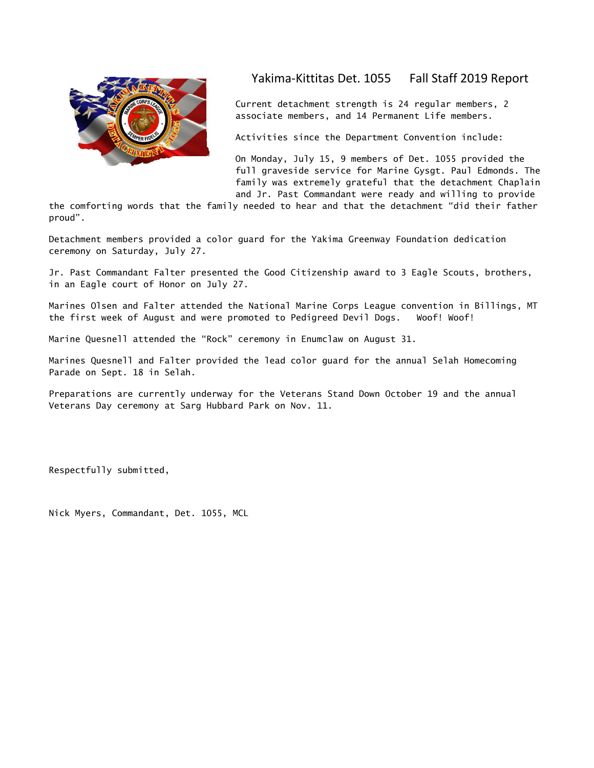# Yakima-Kittitas Det. 1055 Fall Staff 2019 Report

Current detachment strength is 24 regular members, 2 associate members, and 14 Permanent Life members.

Activities since the Department Convention include:

On Monday, July 15, 9 members of Det. 1055 provided the full graveside service for Marine Gysgt. Paul Edmonds. The family was extremely grateful that the detachment Chaplain and Jr. Past Commandant were ready and willing to provide the comforting words that the family needed to hear and that the detachment "did their father proud".

Detachment members provided a color guard for the Yakima Greenway Foundation dedication ceremony on Saturday, July 27.

Jr. Past Commandant Falter presented the Good Citizenship award to 3 Eagle Scouts, brothers, in an Eagle court of Honor on July 27.

Marines Olsen and Falter attended the National Marine Corps League convention in Billings, MT the first week of August and were promoted to Pedigreed Devil Dogs. Woof! Woof!

Marine Quesnell attended the "Rock" ceremony in Enumclaw on August 31.

Marines Quesnell and Falter provided the lead color guard for the annual Selah Homecoming Parade on Sept. 18 in Selah.

Preparations are currently underway for the Veterans Stand Down October 19 and the annual Veterans Day ceremony at Sarg Hubbard Park on Nov. 11.

Respectfully submitted,

Nick Myers, Commandant, Det. 1055, MCL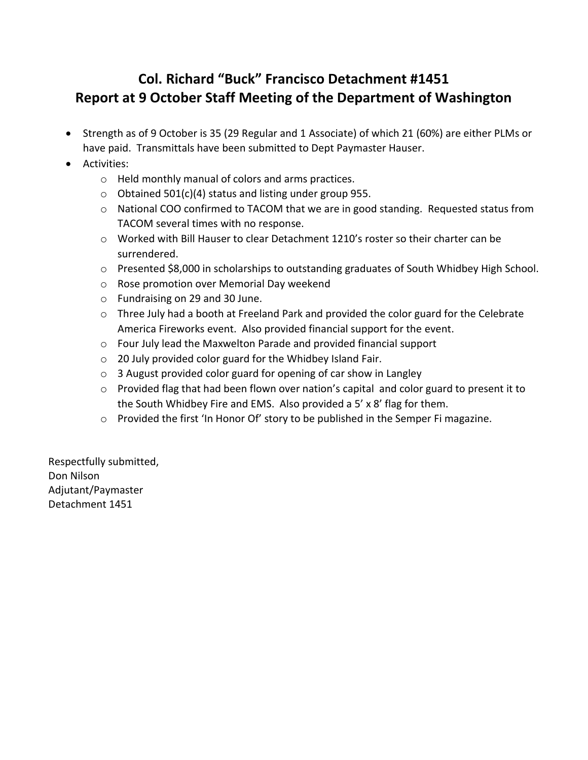# Col. Richard "Buck" Francisco Detachment #1451
# Report at 9 October Staff Meeting of the Department of Washington

- Strength as of 9 October is 35 (29 Regular and 1 Associate) of which 21 (60%) are either PLMs or have paid. Transmittals have been submitted to Dept Paymaster Hauser.
- Activities:
  - Held monthly manual of colors and arms practices.
  - Obtained 501(c)(4) status and listing under group 955.
  - National COO confirmed to TACOM that we are in good standing. Requested status from TACOM several times with no response.
  - Worked with Bill Hauser to clear Detachment 1210's roster so their charter can be surrendered.
  - Presented $8,000 in scholarships to outstanding graduates of South Whidbey High School.
  - Rose promotion over Memorial Day weekend
  - Fundraising on 29 and 30 June.
  - Three July had a booth at Freeland Park and provided the color guard for the Celebrate America Fireworks event. Also provided financial support for the event.
  - Four July lead the Maxwelton Parade and provided financial support
  - 20 July provided color guard for the Whidbey Island Fair.
  - 3 August provided color guard for opening of car show in Langley
  - Provided flag that had been flown over nation's capital and color guard to present it to the South Whidbey Fire and EMS. Also provided a 5' x 8' flag for them.
  - Provided the first 'In Honor Of' story to be published in the Semper Fi magazine.

Respectfully submitted,
Don Nilson
Adjutant/Paymaster
Detachment 1451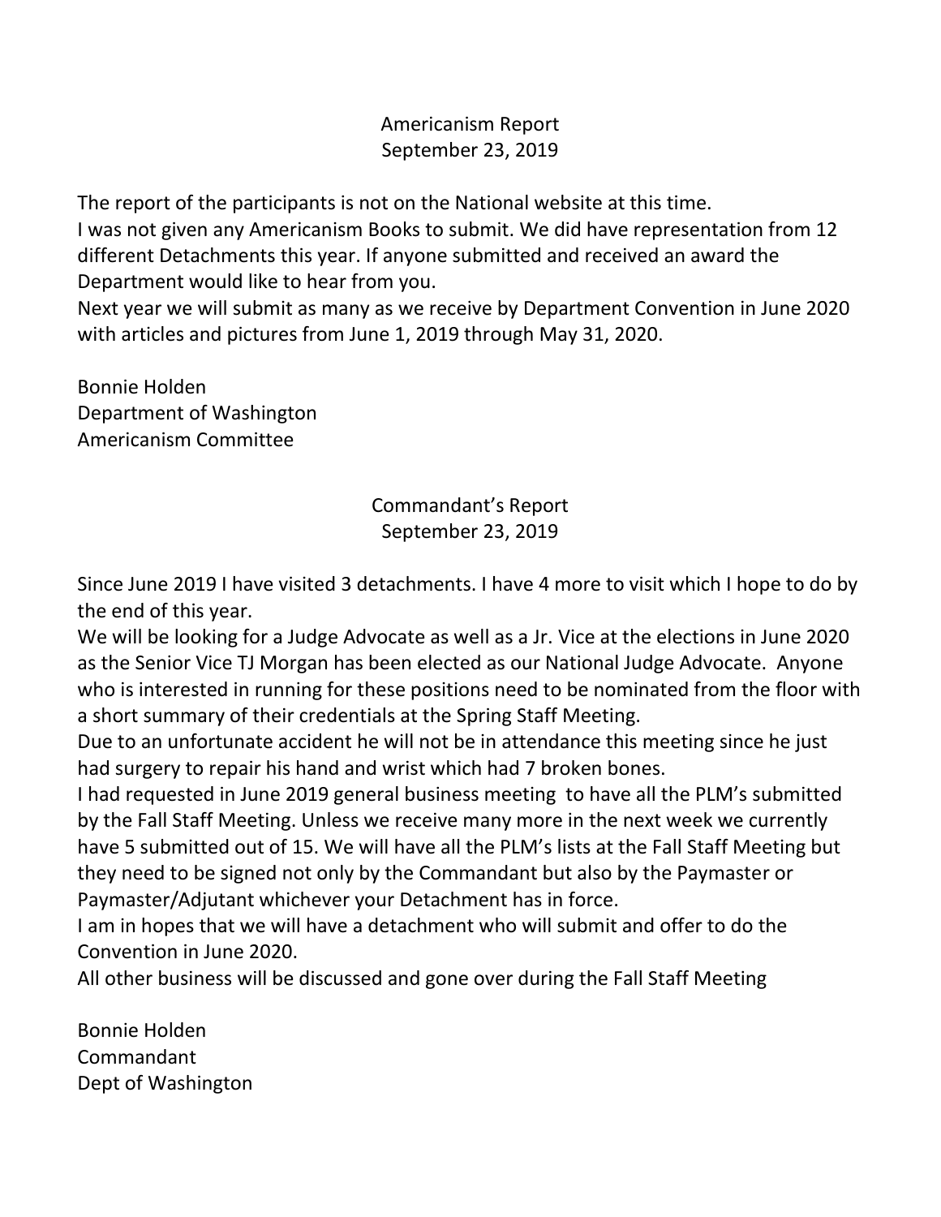## Americanism Report
September 23, 2019

The report of the participants is not on the National website at this time.
I was not given any Americanism Books to submit. We did have representation from 12 different Detachments this year. If anyone submitted and received an award the Department would like to hear from you.
Next year we will submit as many as we receive by Department Convention in June 2020 with articles and pictures from June 1, 2019 through May 31, 2020.

Bonnie Holden
Department of Washington
Americanism Committee

## Commandant's Report
September 23, 2019

Since June 2019 I have visited 3 detachments. I have 4 more to visit which I hope to do by the end of this year.
We will be looking for a Judge Advocate as well as a Jr. Vice at the elections in June 2020 as the Senior Vice TJ Morgan has been elected as our National Judge Advocate. Anyone who is interested in running for these positions need to be nominated from the floor with a short summary of their credentials at the Spring Staff Meeting.
Due to an unfortunate accident he will not be in attendance this meeting since he just had surgery to repair his hand and wrist which had 7 broken bones.
I had requested in June 2019 general business meeting to have all the PLM's submitted by the Fall Staff Meeting. Unless we receive many more in the next week we currently have 5 submitted out of 15. We will have all the PLM's lists at the Fall Staff Meeting but they need to be signed not only by the Commandant but also by the Paymaster or Paymaster/Adjutant whichever your Detachment has in force.
I am in hopes that we will have a detachment who will submit and offer to do the Convention in June 2020.
All other business will be discussed and gone over during the Fall Staff Meeting

Bonnie Holden
Commandant
Dept of Washington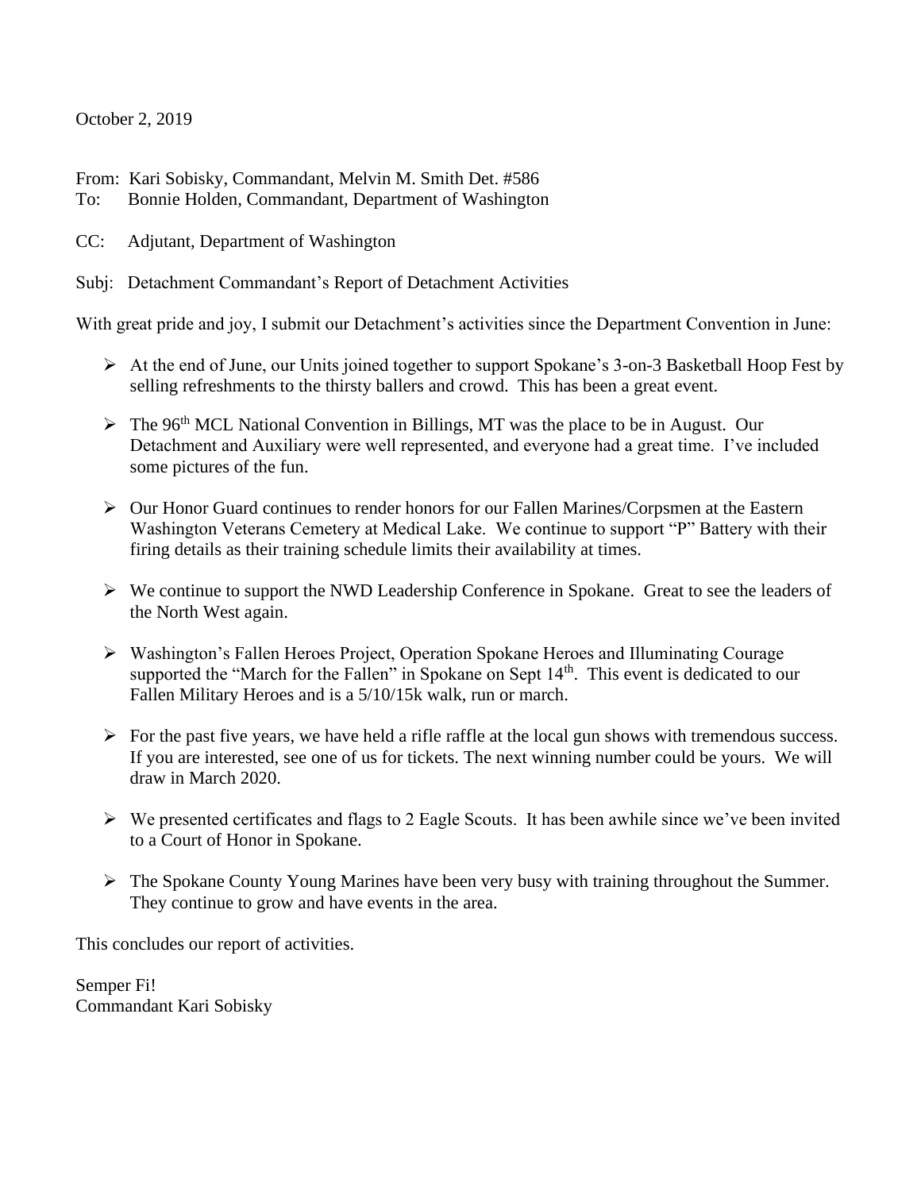October 2, 2019

From: Kari Sobisky, Commandant, Melvin M. Smith Det. #586
To: Bonnie Holden, Commandant, Department of Washington

CC: Adjutant, Department of Washington

Subj: Detachment Commandant's Report of Detachment Activities

With great pride and joy, I submit our Detachment's activities since the Department Convention in June:

- At the end of June, our Units joined together to support Spokane's 3-on-3 Basketball Hoop Fest by selling refreshments to the thirsty ballers and crowd. This has been a great event.

- The 96th MCL National Convention in Billings, MT was the place to be in August. Our Detachment and Auxiliary were well represented, and everyone had a great time. I've included some pictures of the fun.

- Our Honor Guard continues to render honors for our Fallen Marines/Corpsmen at the Eastern Washington Veterans Cemetery at Medical Lake. We continue to support "P" Battery with their firing details as their training schedule limits their availability at times.

- We continue to support the NWD Leadership Conference in Spokane. Great to see the leaders of the North West again.

- Washington's Fallen Heroes Project, Operation Spokane Heroes and Illuminating Courage supported the "March for the Fallen" in Spokane on Sept 14th. This event is dedicated to our Fallen Military Heroes and is a 5/10/15k walk, run or march.

- For the past five years, we have held a rifle raffle at the local gun shows with tremendous success. If you are interested, see one of us for tickets. The next winning number could be yours. We will draw in March 2020.

- We presented certificates and flags to 2 Eagle Scouts. It has been awhile since we've been invited to a Court of Honor in Spokane.

- The Spokane County Young Marines have been very busy with training throughout the Summer. They continue to grow and have events in the area.

This concludes our report of activities.

Semper Fi!
Commandant Kari Sobisky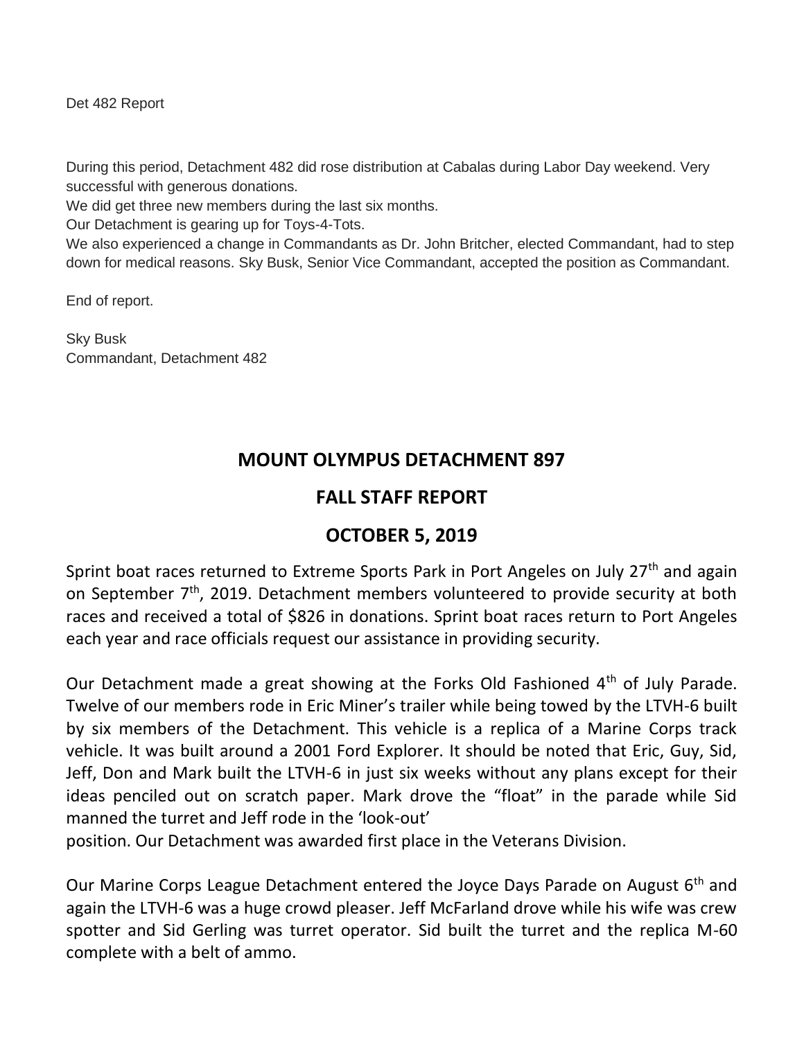Det 482 Report

During this period, Detachment 482 did rose distribution at Cabalas during Labor Day weekend. Very successful with generous donations.

We did get three new members during the last six months.

Our Detachment is gearing up for Toys-4-Tots.

We also experienced a change in Commandants as Dr. John Britcher, elected Commandant, had to step down for medical reasons. Sky Busk, Senior Vice Commandant, accepted the position as Commandant.

End of report.

Sky Busk
Commandant, Detachment 482

# MOUNT OLYMPUS DETACHMENT 897

## FALL STAFF REPORT

## OCTOBER 5, 2019

Sprint boat races returned to Extreme Sports Park in Port Angeles on July 27th and again on September 7th, 2019. Detachment members volunteered to provide security at both races and received a total of $826 in donations. Sprint boat races return to Port Angeles each year and race officials request our assistance in providing security.

Our Detachment made a great showing at the Forks Old Fashioned 4th of July Parade. Twelve of our members rode in Eric Miner's trailer while being towed by the LTVH-6 built by six members of the Detachment. This vehicle is a replica of a Marine Corps track vehicle. It was built around a 2001 Ford Explorer. It should be noted that Eric, Guy, Sid, Jeff, Don and Mark built the LTVH-6 in just six weeks without any plans except for their ideas penciled out on scratch paper. Mark drove the "float" in the parade while Sid manned the turret and Jeff rode in the 'look-out' position. Our Detachment was awarded first place in the Veterans Division.

Our Marine Corps League Detachment entered the Joyce Days Parade on August 6th and again the LTVH-6 was a huge crowd pleaser. Jeff McFarland drove while his wife was crew spotter and Sid Gerling was turret operator. Sid built the turret and the replica M-60 complete with a belt of ammo.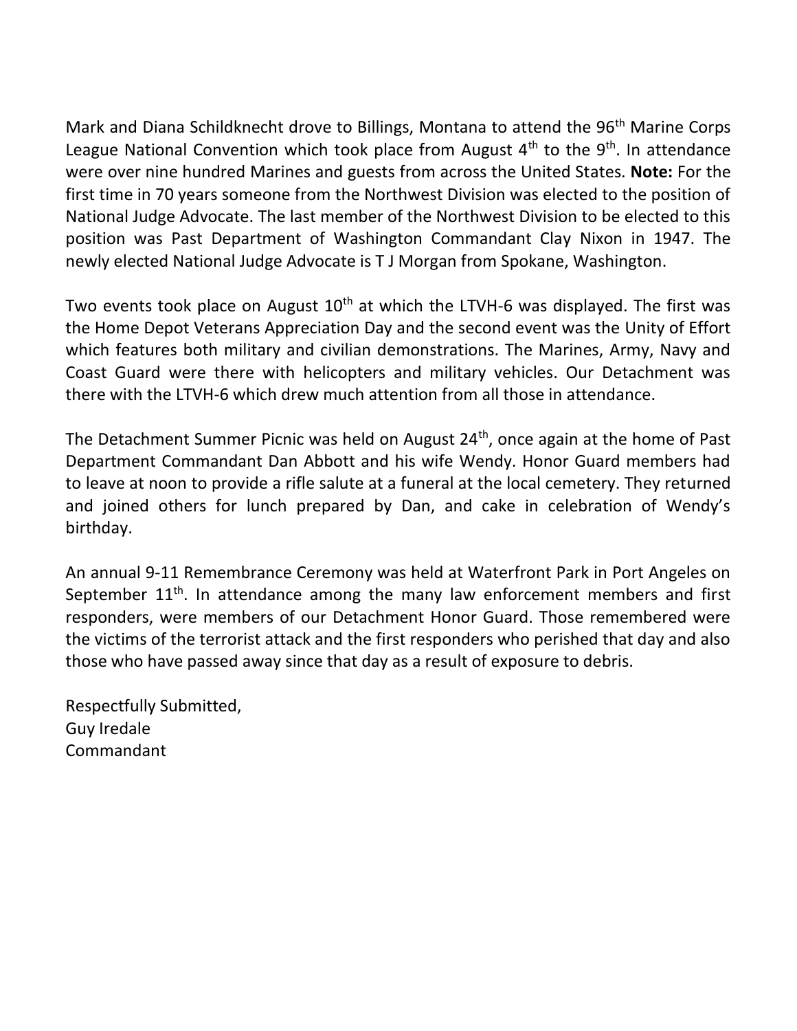Mark and Diana Schildknecht drove to Billings, Montana to attend the 96th Marine Corps League National Convention which took place from August 4th to the 9th. In attendance were over nine hundred Marines and guests from across the United States. **Note:** For the first time in 70 years someone from the Northwest Division was elected to the position of National Judge Advocate. The last member of the Northwest Division to be elected to this position was Past Department of Washington Commandant Clay Nixon in 1947. The newly elected National Judge Advocate is T J Morgan from Spokane, Washington.

Two events took place on August 10th at which the LTVH-6 was displayed. The first was the Home Depot Veterans Appreciation Day and the second event was the Unity of Effort which features both military and civilian demonstrations. The Marines, Army, Navy and Coast Guard were there with helicopters and military vehicles. Our Detachment was there with the LTVH-6 which drew much attention from all those in attendance.

The Detachment Summer Picnic was held on August 24th, once again at the home of Past Department Commandant Dan Abbott and his wife Wendy. Honor Guard members had to leave at noon to provide a rifle salute at a funeral at the local cemetery. They returned and joined others for lunch prepared by Dan, and cake in celebration of Wendy's birthday.

An annual 9-11 Remembrance Ceremony was held at Waterfront Park in Port Angeles on September 11th. In attendance among the many law enforcement members and first responders, were members of our Detachment Honor Guard. Those remembered were the victims of the terrorist attack and the first responders who perished that day and also those who have passed away since that day as a result of exposure to debris.

Respectfully Submitted,
Guy Iredale
Commandant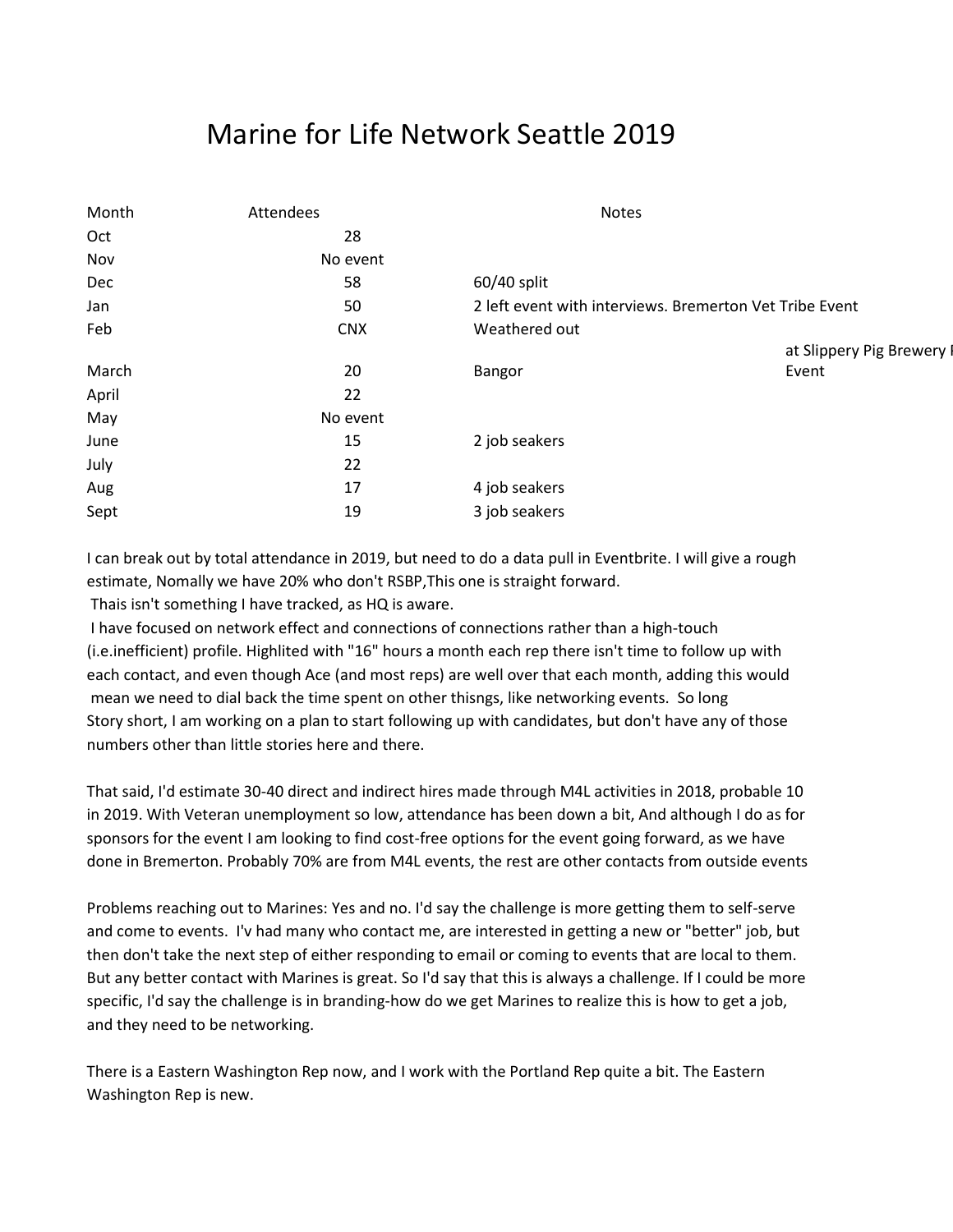# Marine for Life Network Seattle 2019

| Month | Attendees | Notes | |
|---|---|---|---|
| Oct | 28 | | |
| Nov | No event | | |
| Dec | 58 | 60/40 split | |
| Jan | 50 | 2 left event with interviews. Bremerton Vet Tribe Event | |
| Feb | CNX | Weathered out | |
| March | 20 | Bangor | at Slippery Pig Brewery I Event |
| April | 22 | | |
| May | No event | | |
| June | 15 | 2 job seakers | |
| July | 22 | | |
| Aug | 17 | 4 job seakers | |
| Sept | 19 | 3 job seakers | |

I can break out by total attendance in 2019, but need to do a data pull in Eventbrite. I will give a rough estimate, Nomally we have 20% who don't RSBP,This one is straight forward.
Thais isn't something I have tracked, as HQ is aware.
I have focused on network effect and connections of connections rather than a high-touch (i.e.inefficient) profile. Highlited with "16" hours a month each rep there isn't time to follow up with each contact, and even though Ace (and most reps) are well over that each month, adding this would mean we need to dial back the time spent on other thisngs, like networking events. So long Story short, I am working on a plan to start following up with candidates, but don't have any of those numbers other than little stories here and there.

That said, I'd estimate 30-40 direct and indirect hires made through M4L activities in 2018, probable 10 in 2019. With Veteran unemployment so low, attendance has been down a bit, And although I do as for sponsors for the event I am looking to find cost-free options for the event going forward, as we have done in Bremerton. Probably 70% are from M4L events, the rest are other contacts from outside events

Problems reaching out to Marines: Yes and no. I'd say the challenge is more getting them to self-serve and come to events. I'v had many who contact me, are interested in getting a new or "better" job, but then don't take the next step of either responding to email or coming to events that are local to them. But any better contact with Marines is great. So I'd say that this is always a challenge. If I could be more specific, I'd say the challenge is in branding-how do we get Marines to realize this is how to get a job, and they need to be networking.

There is a Eastern Washington Rep now, and I work with the Portland Rep quite a bit. The Eastern Washington Rep is new.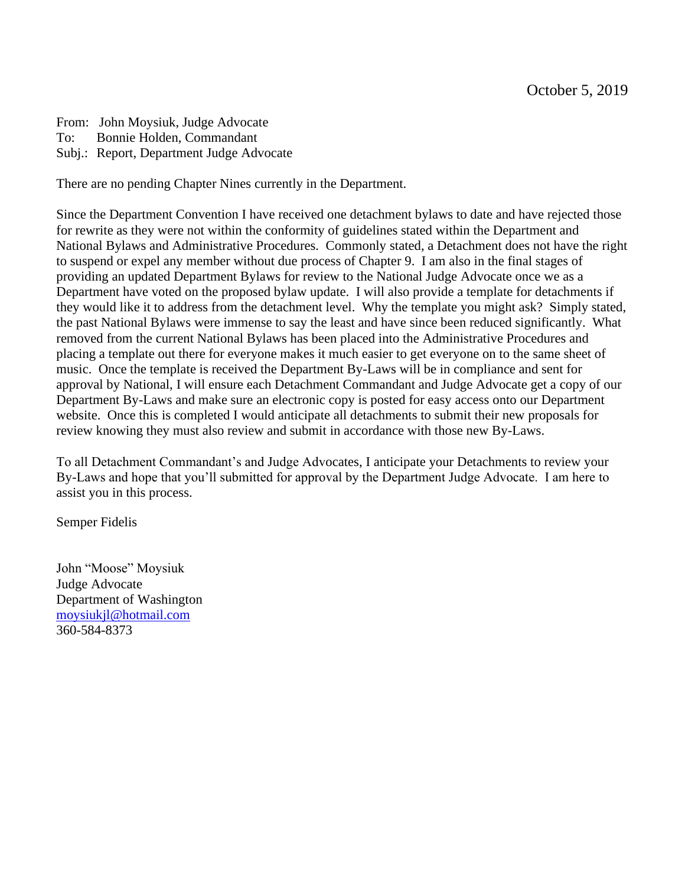October 5, 2019

From: John Moysiuk, Judge Advocate
To: Bonnie Holden, Commandant
Subj.: Report, Department Judge Advocate

There are no pending Chapter Nines currently in the Department.

Since the Department Convention I have received one detachment bylaws to date and have rejected those for rewrite as they were not within the conformity of guidelines stated within the Department and National Bylaws and Administrative Procedures. Commonly stated, a Detachment does not have the right to suspend or expel any member without due process of Chapter 9. I am also in the final stages of providing an updated Department Bylaws for review to the National Judge Advocate once we as a Department have voted on the proposed bylaw update. I will also provide a template for detachments if they would like it to address from the detachment level. Why the template you might ask? Simply stated, the past National Bylaws were immense to say the least and have since been reduced significantly. What removed from the current National Bylaws has been placed into the Administrative Procedures and placing a template out there for everyone makes it much easier to get everyone on to the same sheet of music. Once the template is received the Department By-Laws will be in compliance and sent for approval by National, I will ensure each Detachment Commandant and Judge Advocate get a copy of our Department By-Laws and make sure an electronic copy is posted for easy access onto our Department website. Once this is completed I would anticipate all detachments to submit their new proposals for review knowing they must also review and submit in accordance with those new By-Laws.

To all Detachment Commandant's and Judge Advocates, I anticipate your Detachments to review your By-Laws and hope that you'll submitted for approval by the Department Judge Advocate. I am here to assist you in this process.

Semper Fidelis

John "Moose" Moysiuk
Judge Advocate
Department of Washington
moysiukjl@hotmail.com
360-584-8373